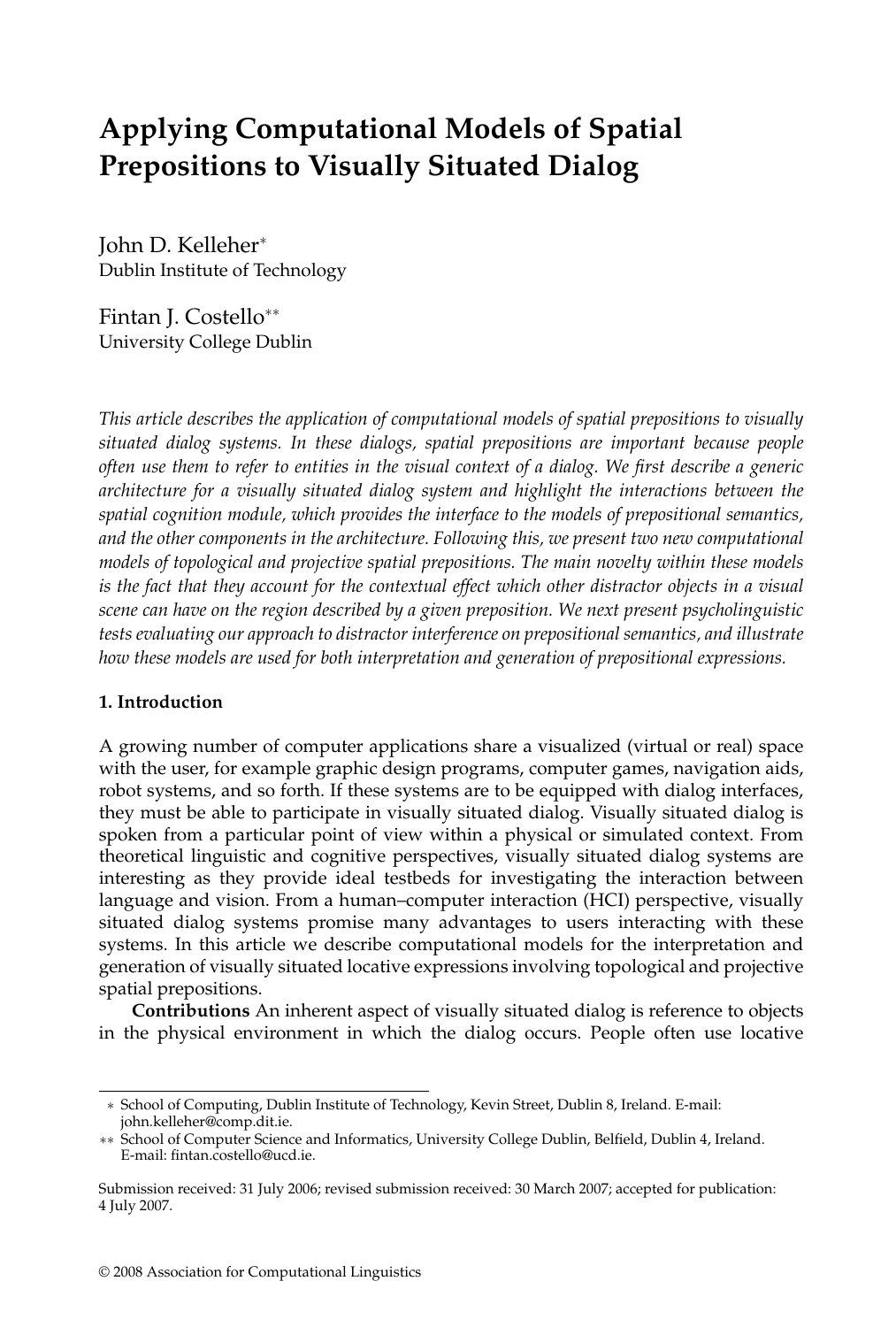# Applying Computational Models of Spatial Prepositions to Visually Situated Dialog

John D. Kelleher[*]
Dublin Institute of Technology

Fintan J. Costello[**]
University College Dublin

*This article describes the application of computational models of spatial prepositions to visually situated dialog systems. In these dialogs, spatial prepositions are important because people often use them to refer to entities in the visual context of a dialog. We first describe a generic architecture for a visually situated dialog system and highlight the interactions between the spatial cognition module, which provides the interface to the models of prepositional semantics, and the other components in the architecture. Following this, we present two new computational models of topological and projective spatial prepositions. The main novelty within these models is the fact that they account for the contextual effect which other distractor objects in a visual scene can have on the region described by a given preposition. We next present psycholinguistic tests evaluating our approach to distractor interference on prepositional semantics, and illustrate how these models are used for both interpretation and generation of prepositional expressions.*

## 1. Introduction

A growing number of computer applications share a visualized (virtual or real) space with the user, for example graphic design programs, computer games, navigation aids, robot systems, and so forth. If these systems are to be equipped with dialog interfaces, they must be able to participate in visually situated dialog. Visually situated dialog is spoken from a particular point of view within a physical or simulated context. From theoretical linguistic and cognitive perspectives, visually situated dialog systems are interesting as they provide ideal testbeds for investigating the interaction between language and vision. From a human–computer interaction (HCI) perspective, visually situated dialog systems promise many advantages to users interacting with these systems. In this article we describe computational models for the interpretation and generation of visually situated locative expressions involving topological and projective spatial prepositions.

**Contributions** An inherent aspect of visually situated dialog is reference to objects in the physical environment in which the dialog occurs. People often use locative

---

[*] School of Computing, Dublin Institute of Technology, Kevin Street, Dublin 8, Ireland. E-mail: john.kelleher@comp.dit.ie.

[**] School of Computer Science and Informatics, University College Dublin, Belfield, Dublin 4, Ireland. E-mail: fintan.costello@ucd.ie.

Submission received: 31 July 2006; revised submission received: 30 March 2007; accepted for publication: 4 July 2007.

© 2008 Association for Computational Linguistics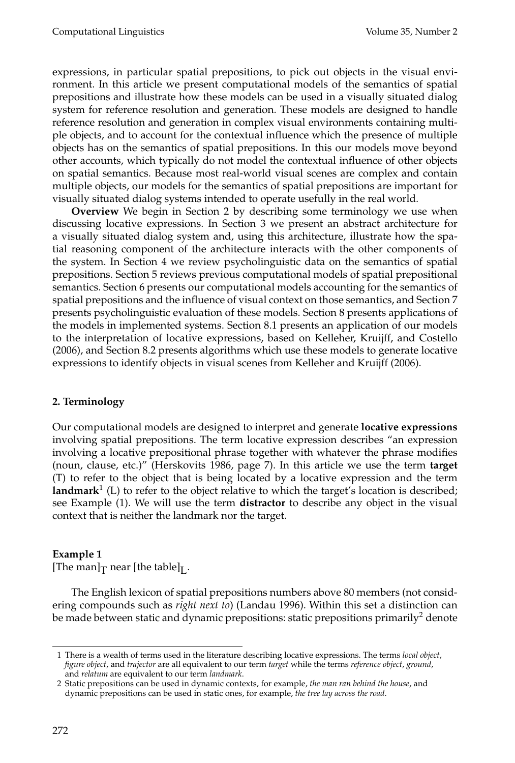expressions, in particular spatial prepositions, to pick out objects in the visual environment. In this article we present computational models of the semantics of spatial prepositions and illustrate how these models can be used in a visually situated dialog system for reference resolution and generation. These models are designed to handle reference resolution and generation in complex visual environments containing multiple objects, and to account for the contextual influence which the presence of multiple objects has on the semantics of spatial prepositions. In this our models move beyond other accounts, which typically do not model the contextual influence of other objects on spatial semantics. Because most real-world visual scenes are complex and contain multiple objects, our models for the semantics of spatial prepositions are important for visually situated dialog systems intended to operate usefully in the real world.

**Overview** We begin in Section 2 by describing some terminology we use when discussing locative expressions. In Section 3 we present an abstract architecture for a visually situated dialog system and, using this architecture, illustrate how the spatial reasoning component of the architecture interacts with the other components of the system. In Section 4 we review psycholinguistic data on the semantics of spatial prepositions. Section 5 reviews previous computational models of spatial prepositional semantics. Section 6 presents our computational models accounting for the semantics of spatial prepositions and the influence of visual context on those semantics, and Section 7 presents psycholinguistic evaluation of these models. Section 8 presents applications of the models in implemented systems. Section 8.1 presents an application of our models to the interpretation of locative expressions, based on Kelleher, Kruijff, and Costello (2006), and Section 8.2 presents algorithms which use these models to generate locative expressions to identify objects in visual scenes from Kelleher and Kruijff (2006).

## 2. Terminology

Our computational models are designed to interpret and generate **locative expressions** involving spatial prepositions. The term locative expression describes "an expression involving a locative prepositional phrase together with whatever the phrase modifies (noun, clause, etc.)" (Herskovits 1986, page 7). In this article we use the term **target** (T) to refer to the object that is being located by a locative expression and the term **landmark**[1] (L) to refer to the object relative to which the target's location is described; see Example (1). We will use the term **distractor** to describe any object in the visual context that is neither the landmark nor the target.

**Example 1**
[The man]$_T$ near [the table]$_L$.

The English lexicon of spatial prepositions numbers above 80 members (not considering compounds such as *right next to*) (Landau 1996). Within this set a distinction can be made between static and dynamic prepositions: static prepositions primarily[2] denote

1 There is a wealth of terms used in the literature describing locative expressions. The terms *local object*, *figure object*, and *trajector* are all equivalent to our term *target* while the terms *reference object*, *ground*, and *relatum* are equivalent to our term *landmark*.

2 Static prepositions can be used in dynamic contexts, for example, *the man ran behind the house*, and dynamic prepositions can be used in static ones, for example, *the tree lay across the road*.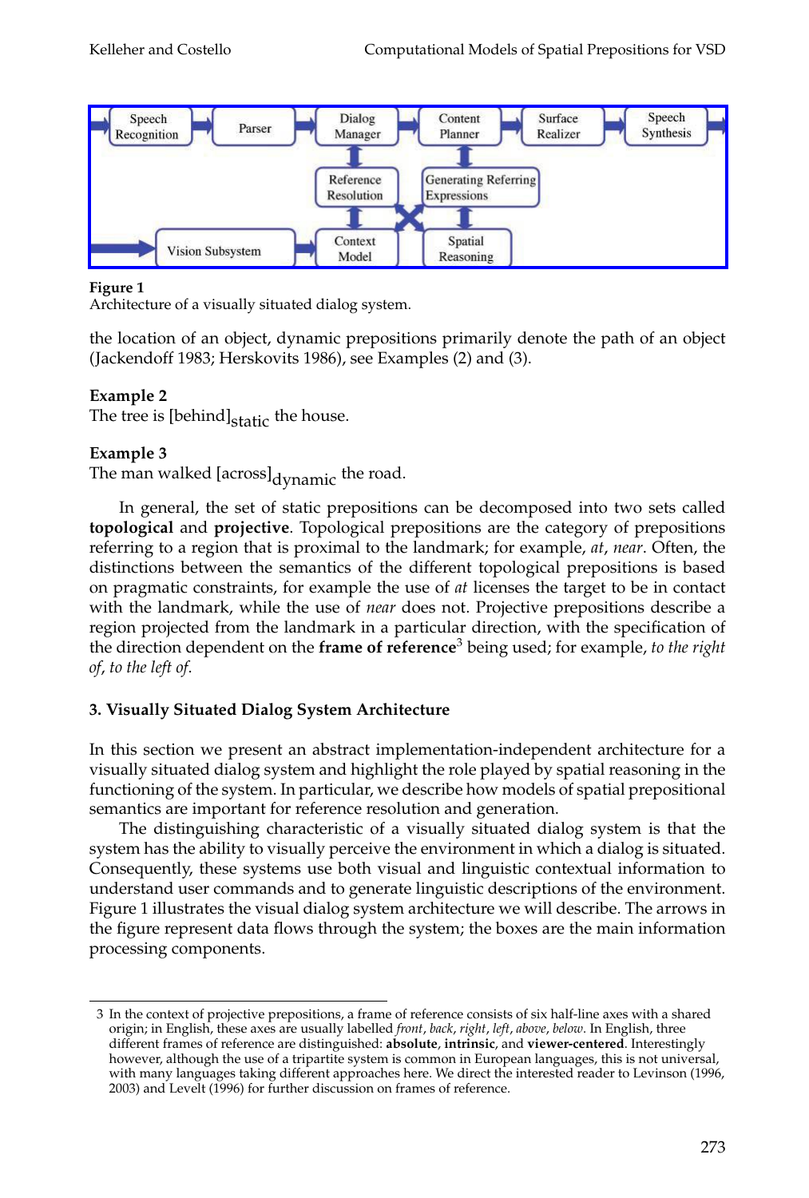Figure 1
Architecture of a visually situated dialog system.

the location of an object, dynamic prepositions primarily denote the path of an object (Jackendoff 1983; Herskovits 1986), see Examples (2) and (3).

**Example 2**
The tree is $[\text{behind}]_{\text{static}}$ the house.

**Example 3**
The man walked $[\text{across}]_{\text{dynamic}}$ the road.

In general, the set of static prepositions can be decomposed into two sets called **topological** and **projective**. Topological prepositions are the category of prepositions referring to a region that is proximal to the landmark; for example, *at*, *near*. Often, the distinctions between the semantics of the different topological prepositions is based on pragmatic constraints, for example the use of *at* licenses the target to be in contact with the landmark, while the use of *near* does not. Projective prepositions describe a region projected from the landmark in a particular direction, with the specification of the direction dependent on the **frame of reference**[3] being used; for example, *to the right of*, *to the left of*.

## 3. Visually Situated Dialog System Architecture

In this section we present an abstract implementation-independent architecture for a visually situated dialog system and highlight the role played by spatial reasoning in the functioning of the system. In particular, we describe how models of spatial prepositional semantics are important for reference resolution and generation.

The distinguishing characteristic of a visually situated dialog system is that the system has the ability to visually perceive the environment in which a dialog is situated. Consequently, these systems use both visual and linguistic contextual information to understand user commands and to generate linguistic descriptions of the environment. Figure 1 illustrates the visual dialog system architecture we will describe. The arrows in the figure represent data flows through the system; the boxes are the main information processing components.

3 In the context of projective prepositions, a frame of reference consists of six half-line axes with a shared origin; in English, these axes are usually labelled *front*, *back*, *right*, *left*, *above*, *below*. In English, three different frames of reference are distinguished: **absolute**, **intrinsic**, and **viewer-centered**. Interestingly however, although the use of a tripartite system is common in European languages, this is not universal, with many languages taking different approaches here. We direct the interested reader to Levinson (1996, 2003) and Levelt (1996) for further discussion on frames of reference.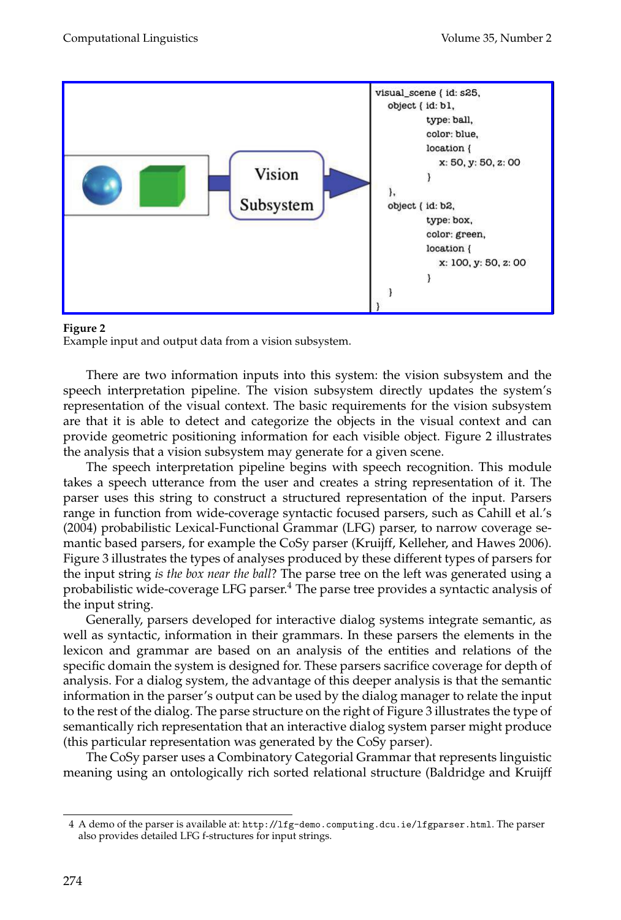```
visual_scene { id: s25,
   object { id: b1,
         type: ball,
         color: blue,
         location {
            x: 50, y: 50, z: 00
         }
   },
   object { id: b2,
         type: box,
         color: green,
         location {
            x: 100, y: 50, z: 00
         }
   }
}
```

**Figure 2**
Example input and output data from a vision subsystem.

There are two information inputs into this system: the vision subsystem and the speech interpretation pipeline. The vision subsystem directly updates the system's representation of the visual context. The basic requirements for the vision subsystem are that it is able to detect and categorize the objects in the visual context and can provide geometric positioning information for each visible object. Figure 2 illustrates the analysis that a vision subsystem may generate for a given scene.

The speech interpretation pipeline begins with speech recognition. This module takes a speech utterance from the user and creates a string representation of it. The parser uses this string to construct a structured representation of the input. Parsers range in function from wide-coverage syntactic focused parsers, such as Cahill et al.'s (2004) probabilistic Lexical-Functional Grammar (LFG) parser, to narrow coverage semantic based parsers, for example the CoSy parser (Kruijff, Kelleher, and Hawes 2006). Figure 3 illustrates the types of analyses produced by these different types of parsers for the input string *is the box near the ball*? The parse tree on the left was generated using a probabilistic wide-coverage LFG parser.[4] The parse tree provides a syntactic analysis of the input string.

Generally, parsers developed for interactive dialog systems integrate semantic, as well as syntactic, information in their grammars. In these parsers the elements in the lexicon and grammar are based on an analysis of the entities and relations of the specific domain the system is designed for. These parsers sacrifice coverage for depth of analysis. For a dialog system, the advantage of this deeper analysis is that the semantic information in the parser's output can be used by the dialog manager to relate the input to the rest of the dialog. The parse structure on the right of Figure 3 illustrates the type of semantically rich representation that an interactive dialog system parser might produce (this particular representation was generated by the CoSy parser).

The CoSy parser uses a Combinatory Categorial Grammar that represents linguistic meaning using an ontologically rich sorted relational structure (Baldridge and Kruijff

4 A demo of the parser is available at: `http://lfg-demo.computing.dcu.ie/lfgparser.html`. The parser also provides detailed LFG f-structures for input strings.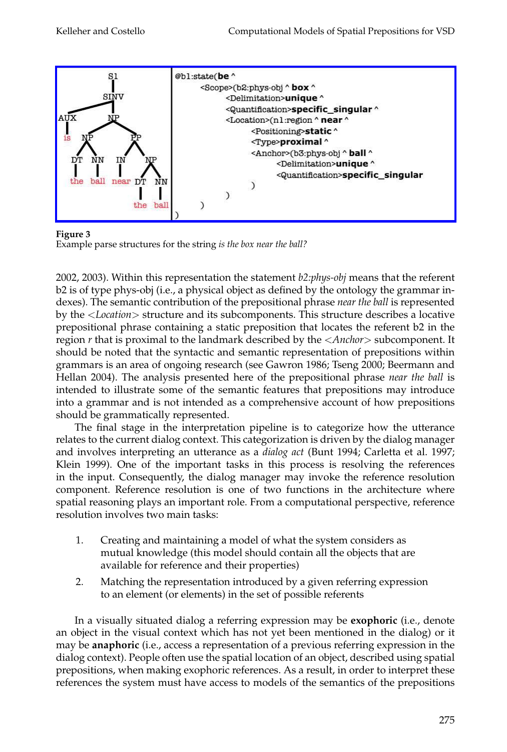```
S1
 |
SINV
 |-- AUX
 |    |
 |    is
 |-- NP
      |-- NP
      |    |-- DT: the
      |    |-- NN: ball
      |-- PP
           |-- IN: near
           |-- NP
                |-- DT: the
                |-- NN: ball
```

```
@b1:state(be ^
      <Scope>(b2:phys-obj ^ box ^
            <Delimitation>unique ^
            <Quantification>specific_singular ^
            <Location>(n1:region ^ near ^
                  <Positioning>static ^
                  <Type>proximal ^
                  <Anchor>(b3:phys-obj ^ ball ^
                        <Delimitation>unique ^
                        <Quantification>specific_singular
                  )
            )
      )
)
```

**Figure 3**
Example parse structures for the string *is the box near the ball?*

2002, 2003). Within this representation the statement *b2:phys-obj* means that the referent b2 is of type phys-obj (i.e., a physical object as defined by the ontology the grammar indexes). The semantic contribution of the prepositional phrase *near the ball* is represented by the <*Location*> structure and its subcomponents. This structure describes a locative prepositional phrase containing a static preposition that locates the referent b2 in the region *r* that is proximal to the landmark described by the <*Anchor*> subcomponent. It should be noted that the syntactic and semantic representation of prepositions within grammars is an area of ongoing research (see Gawron 1986; Tseng 2000; Beermann and Hellan 2004). The analysis presented here of the prepositional phrase *near the ball* is intended to illustrate some of the semantic features that prepositions may introduce into a grammar and is not intended as a comprehensive account of how prepositions should be grammatically represented.

The final stage in the interpretation pipeline is to categorize how the utterance relates to the current dialog context. This categorization is driven by the dialog manager and involves interpreting an utterance as a *dialog act* (Bunt 1994; Carletta et al. 1997; Klein 1999). One of the important tasks in this process is resolving the references in the input. Consequently, the dialog manager may invoke the reference resolution component. Reference resolution is one of two functions in the architecture where spatial reasoning plays an important role. From a computational perspective, reference resolution involves two main tasks:

1. Creating and maintaining a model of what the system considers as mutual knowledge (this model should contain all the objects that are available for reference and their properties)
2. Matching the representation introduced by a given referring expression to an element (or elements) in the set of possible referents

In a visually situated dialog a referring expression may be **exophoric** (i.e., denote an object in the visual context which has not yet been mentioned in the dialog) or it may be **anaphoric** (i.e., access a representation of a previous referring expression in the dialog context). People often use the spatial location of an object, described using spatial prepositions, when making exophoric references. As a result, in order to interpret these references the system must have access to models of the semantics of the prepositions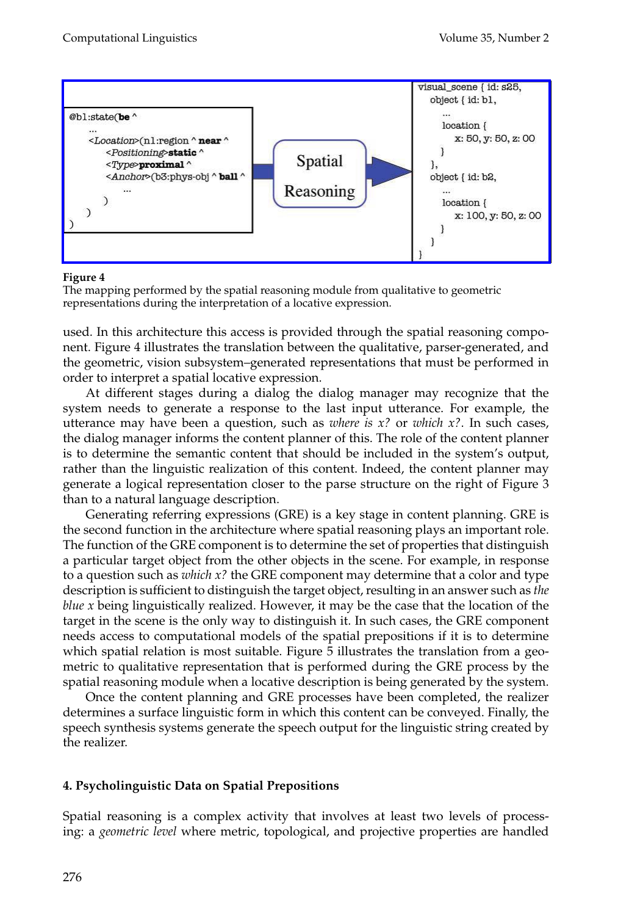```
@b1:state(be ^
    ...
    <Location>(n1:region ^ near ^
        <Positioning>static ^
        <Type>proximal ^
        <Anchor>(b3:phys-obj ^ ball ^
            ...
        )
    )
)
```

Spatial Reasoning

```
visual_scene { id: s25,
    object { id: b1,
        ...
        location {
            x: 50, y: 50, z: 00
        }
    },
    object { id: b2,
        ...
        location {
            x: 100, y: 50, z: 00
        }
    }
}
```

**Figure 4**
The mapping performed by the spatial reasoning module from qualitative to geometric representations during the interpretation of a locative expression.

used. In this architecture this access is provided through the spatial reasoning component. Figure 4 illustrates the translation between the qualitative, parser-generated, and the geometric, vision subsystem–generated representations that must be performed in order to interpret a spatial locative expression.

At different stages during a dialog the dialog manager may recognize that the system needs to generate a response to the last input utterance. For example, the utterance may have been a question, such as *where is x?* or *which x?*. In such cases, the dialog manager informs the content planner of this. The role of the content planner is to determine the semantic content that should be included in the system's output, rather than the linguistic realization of this content. Indeed, the content planner may generate a logical representation closer to the parse structure on the right of Figure 3 than to a natural language description.

Generating referring expressions (GRE) is a key stage in content planning. GRE is the second function in the architecture where spatial reasoning plays an important role. The function of the GRE component is to determine the set of properties that distinguish a particular target object from the other objects in the scene. For example, in response to a question such as *which x?* the GRE component may determine that a color and type description is sufficient to distinguish the target object, resulting in an answer such as *the blue x* being linguistically realized. However, it may be the case that the location of the target in the scene is the only way to distinguish it. In such cases, the GRE component needs access to computational models of the spatial prepositions if it is to determine which spatial relation is most suitable. Figure 5 illustrates the translation from a geometric to qualitative representation that is performed during the GRE process by the spatial reasoning module when a locative description is being generated by the system.

Once the content planning and GRE processes have been completed, the realizer determines a surface linguistic form in which this content can be conveyed. Finally, the speech synthesis systems generate the speech output for the linguistic string created by the realizer.

## 4. Psycholinguistic Data on Spatial Prepositions

Spatial reasoning is a complex activity that involves at least two levels of processing: a *geometric level* where metric, topological, and projective properties are handled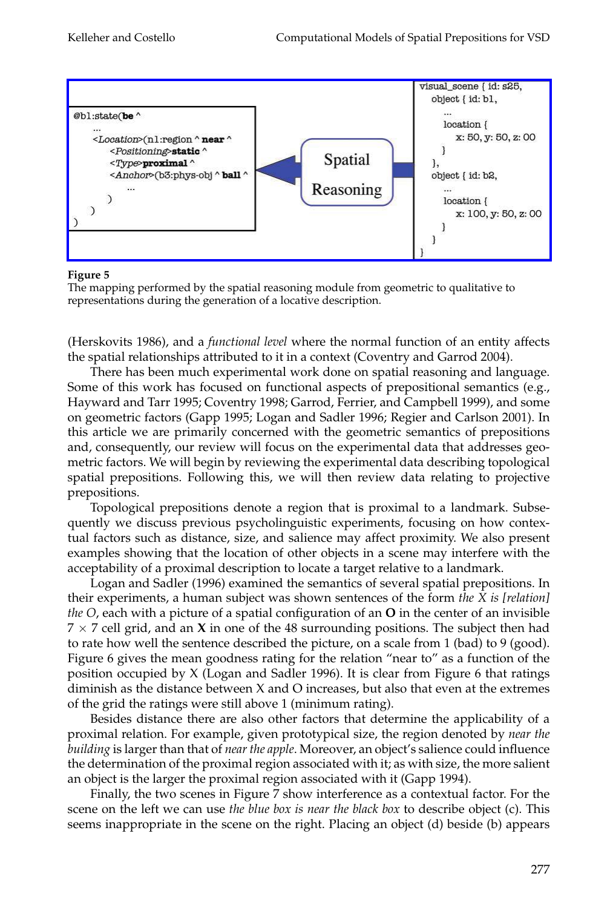```
@b1:state(be ^
    ...
    <Location>(n1:region ^ near ^
        <Positioning>static ^
        <Type>proximal ^
        <Anchor>(b3:phys-obj ^ ball ^
            ...
        )
    )
)
```

Spatial Reasoning

```
visual_scene { id: s25,
    object { id: b1,
        ...
        location {
            x: 50, y: 50, z: 00
        }
    },
    object { id: b2,
        ...
        location {
            x: 100, y: 50, z: 00
        }
    }
}
```

**Figure 5**
The mapping performed by the spatial reasoning module from geometric to qualitative to representations during the generation of a locative description.

(Herskovits 1986), and a *functional level* where the normal function of an entity affects the spatial relationships attributed to it in a context (Coventry and Garrod 2004).

There has been much experimental work done on spatial reasoning and language. Some of this work has focused on functional aspects of prepositional semantics (e.g., Hayward and Tarr 1995; Coventry 1998; Garrod, Ferrier, and Campbell 1999), and some on geometric factors (Gapp 1995; Logan and Sadler 1996; Regier and Carlson 2001). In this article we are primarily concerned with the geometric semantics of prepositions and, consequently, our review will focus on the experimental data that addresses geometric factors. We will begin by reviewing the experimental data describing topological spatial prepositions. Following this, we will then review data relating to projective prepositions.

Topological prepositions denote a region that is proximal to a landmark. Subsequently we discuss previous psycholinguistic experiments, focusing on how contextual factors such as distance, size, and salience may affect proximity. We also present examples showing that the location of other objects in a scene may interfere with the acceptability of a proximal description to locate a target relative to a landmark.

Logan and Sadler (1996) examined the semantics of several spatial prepositions. In their experiments, a human subject was shown sentences of the form *the X is [relation] the O*, each with a picture of a spatial configuration of an **O** in the center of an invisible $7 \times 7$ cell grid, and an **X** in one of the 48 surrounding positions. The subject then had to rate how well the sentence described the picture, on a scale from 1 (bad) to 9 (good). Figure 6 gives the mean goodness rating for the relation "near to" as a function of the position occupied by X (Logan and Sadler 1996). It is clear from Figure 6 that ratings diminish as the distance between X and O increases, but also that even at the extremes of the grid the ratings were still above 1 (minimum rating).

Besides distance there are also other factors that determine the applicability of a proximal relation. For example, given prototypical size, the region denoted by *near the building* is larger than that of *near the apple*. Moreover, an object's salience could influence the determination of the proximal region associated with it; as with size, the more salient an object is the larger the proximal region associated with it (Gapp 1994).

Finally, the two scenes in Figure 7 show interference as a contextual factor. For the scene on the left we can use *the blue box is near the black box* to describe object (c). This seems inappropriate in the scene on the right. Placing an object (d) beside (b) appears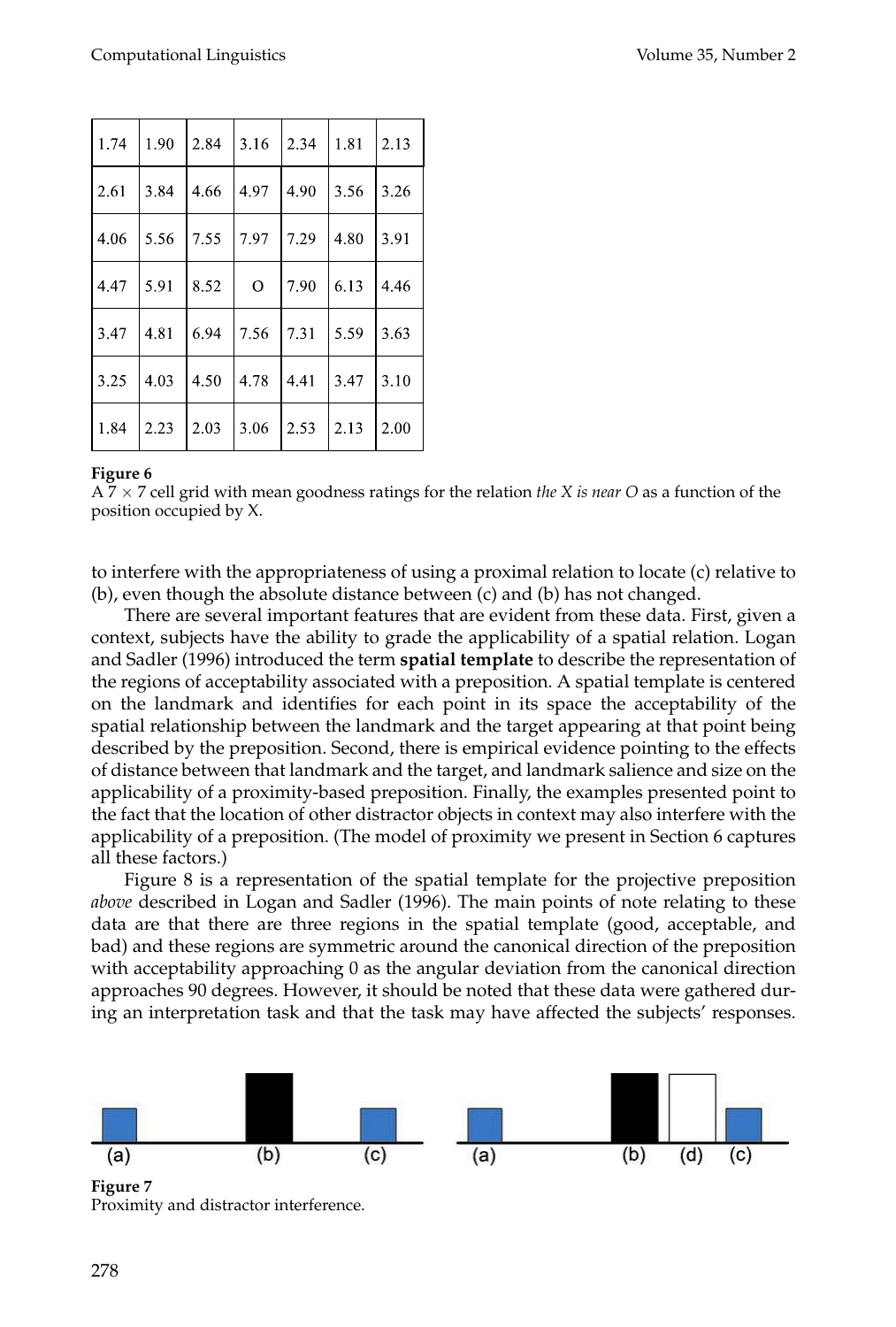| | | | | | | |
|---|---|---|---|---|---|---|
| 1.74 | 1.90 | 2.84 | 3.16 | 2.34 | 1.81 | 2.13 |
| 2.61 | 3.84 | 4.66 | 4.97 | 4.90 | 3.56 | 3.26 |
| 4.06 | 5.56 | 7.55 | 7.97 | 7.29 | 4.80 | 3.91 |
| 4.47 | 5.91 | 8.52 | O | 7.90 | 6.13 | 4.46 |
| 3.47 | 4.81 | 6.94 | 7.56 | 7.31 | 5.59 | 3.63 |
| 3.25 | 4.03 | 4.50 | 4.78 | 4.41 | 3.47 | 3.10 |
| 1.84 | 2.23 | 2.03 | 3.06 | 2.53 | 2.13 | 2.00 |

**Figure 6**
A $7 \times 7$ cell grid with mean goodness ratings for the relation *the X is near O* as a function of the position occupied by X.

to interfere with the appropriateness of using a proximal relation to locate (c) relative to (b), even though the absolute distance between (c) and (b) has not changed.

There are several important features that are evident from these data. First, given a context, subjects have the ability to grade the applicability of a spatial relation. Logan and Sadler (1996) introduced the term **spatial template** to describe the representation of the regions of acceptability associated with a preposition. A spatial template is centered on the landmark and identifies for each point in its space the acceptability of the spatial relationship between the landmark and the target appearing at that point being described by the preposition. Second, there is empirical evidence pointing to the effects of distance between that landmark and the target, and landmark salience and size on the applicability of a proximity-based preposition. Finally, the examples presented point to the fact that the location of other distractor objects in context may also interfere with the applicability of a preposition. (The model of proximity we present in Section 6 captures all these factors.)

Figure 8 is a representation of the spatial template for the projective preposition *above* described in Logan and Sadler (1996). The main points of note relating to these data are that there are three regions in the spatial template (good, acceptable, and bad) and these regions are symmetric around the canonical direction of the preposition with acceptability approaching 0 as the angular deviation from the canonical direction approaches 90 degrees. However, it should be noted that these data were gathered during an interpretation task and that the task may have affected the subjects' responses.

**Figure 7**
Proximity and distractor interference.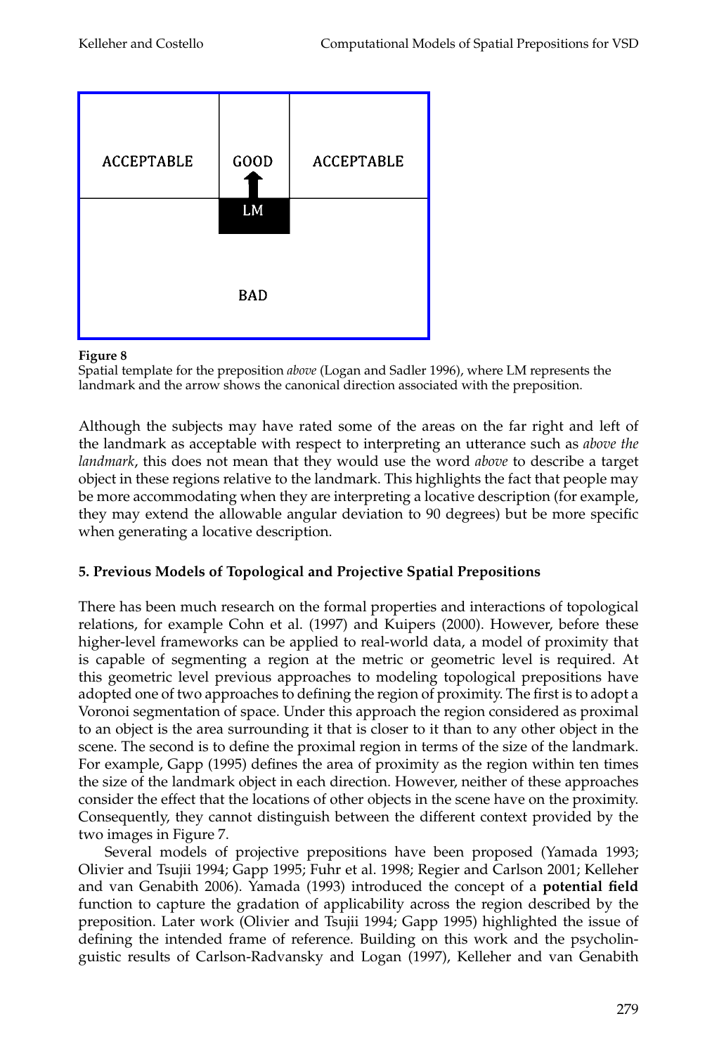| ACCEPTABLE | GOOD | ACCEPTABLE |
| --- | --- | --- |
| | LM | |
| | BAD | |

**Figure 8**
Spatial template for the preposition *above* (Logan and Sadler 1996), where LM represents the landmark and the arrow shows the canonical direction associated with the preposition.

Although the subjects may have rated some of the areas on the far right and left of the landmark as acceptable with respect to interpreting an utterance such as *above the landmark*, this does not mean that they would use the word *above* to describe a target object in these regions relative to the landmark. This highlights the fact that people may be more accommodating when they are interpreting a locative description (for example, they may extend the allowable angular deviation to 90 degrees) but be more specific when generating a locative description.

## 5. Previous Models of Topological and Projective Spatial Prepositions

There has been much research on the formal properties and interactions of topological relations, for example Cohn et al. (1997) and Kuipers (2000). However, before these higher-level frameworks can be applied to real-world data, a model of proximity that is capable of segmenting a region at the metric or geometric level is required. At this geometric level previous approaches to modeling topological prepositions have adopted one of two approaches to defining the region of proximity. The first is to adopt a Voronoi segmentation of space. Under this approach the region considered as proximal to an object is the area surrounding it that is closer to it than to any other object in the scene. The second is to define the proximal region in terms of the size of the landmark. For example, Gapp (1995) defines the area of proximity as the region within ten times the size of the landmark object in each direction. However, neither of these approaches consider the effect that the locations of other objects in the scene have on the proximity. Consequently, they cannot distinguish between the different context provided by the two images in Figure 7.

Several models of projective prepositions have been proposed (Yamada 1993; Olivier and Tsujii 1994; Gapp 1995; Fuhr et al. 1998; Regier and Carlson 2001; Kelleher and van Genabith 2006). Yamada (1993) introduced the concept of a **potential field** function to capture the gradation of applicability across the region described by the preposition. Later work (Olivier and Tsujii 1994; Gapp 1995) highlighted the issue of defining the intended frame of reference. Building on this work and the psycholinguistic results of Carlson-Radvansky and Logan (1997), Kelleher and van Genabith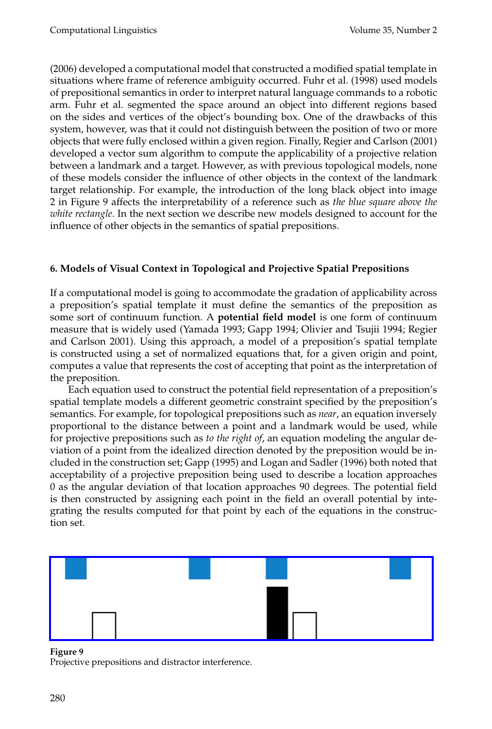(2006) developed a computational model that constructed a modified spatial template in situations where frame of reference ambiguity occurred. Fuhr et al. (1998) used models of prepositional semantics in order to interpret natural language commands to a robotic arm. Fuhr et al. segmented the space around an object into different regions based on the sides and vertices of the object's bounding box. One of the drawbacks of this system, however, was that it could not distinguish between the position of two or more objects that were fully enclosed within a given region. Finally, Regier and Carlson (2001) developed a vector sum algorithm to compute the applicability of a projective relation between a landmark and a target. However, as with previous topological models, none of these models consider the influence of other objects in the context of the landmark target relationship. For example, the introduction of the long black object into image 2 in Figure 9 affects the interpretability of a reference such as *the blue square above the white rectangle*. In the next section we describe new models designed to account for the influence of other objects in the semantics of spatial prepositions.

## 6. Models of Visual Context in Topological and Projective Spatial Prepositions

If a computational model is going to accommodate the gradation of applicability across a preposition's spatial template it must define the semantics of the preposition as some sort of continuum function. A **potential field model** is one form of continuum measure that is widely used (Yamada 1993; Gapp 1994; Olivier and Tsujii 1994; Regier and Carlson 2001). Using this approach, a model of a preposition's spatial template is constructed using a set of normalized equations that, for a given origin and point, computes a value that represents the cost of accepting that point as the interpretation of the preposition.

Each equation used to construct the potential field representation of a preposition's spatial template models a different geometric constraint specified by the preposition's semantics. For example, for topological prepositions such as *near*, an equation inversely proportional to the distance between a point and a landmark would be used, while for projective prepositions such as *to the right of*, an equation modeling the angular deviation of a point from the idealized direction denoted by the preposition would be included in the construction set; Gapp (1995) and Logan and Sadler (1996) both noted that acceptability of a projective preposition being used to describe a location approaches 0 as the angular deviation of that location approaches 90 degrees. The potential field is then constructed by assigning each point in the field an overall potential by integrating the results computed for that point by each of the equations in the construction set.

**Figure 9**
Projective prepositions and distractor interference.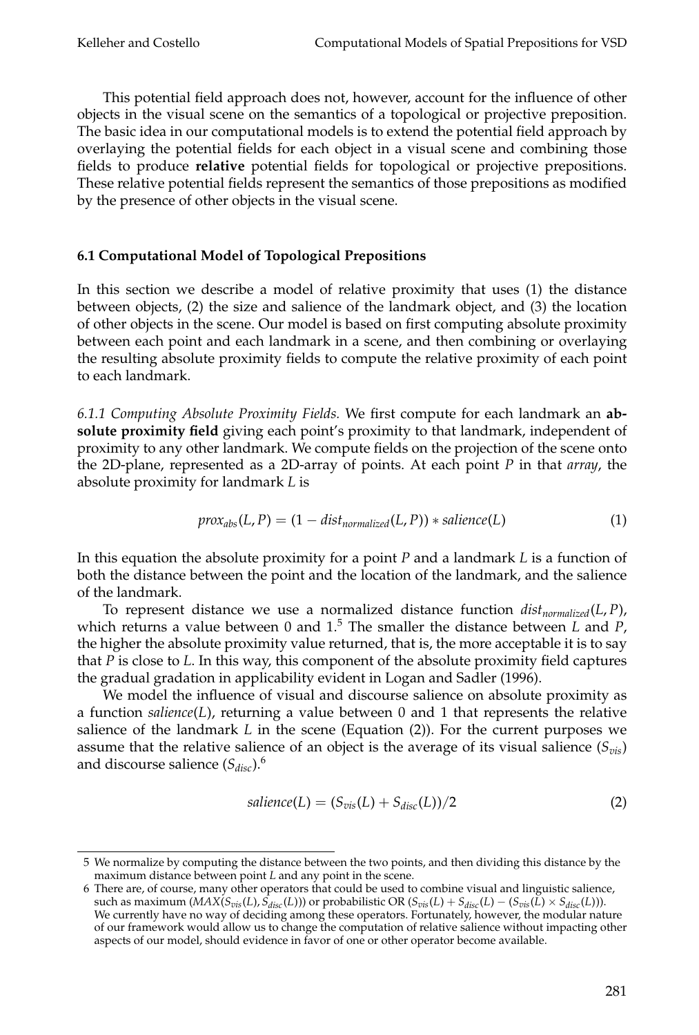This potential field approach does not, however, account for the influence of other objects in the visual scene on the semantics of a topological or projective preposition. The basic idea in our computational models is to extend the potential field approach by overlaying the potential fields for each object in a visual scene and combining those fields to produce **relative** potential fields for topological or projective prepositions. These relative potential fields represent the semantics of those prepositions as modified by the presence of other objects in the visual scene.

### 6.1 Computational Model of Topological Prepositions

In this section we describe a model of relative proximity that uses (1) the distance between objects, (2) the size and salience of the landmark object, and (3) the location of other objects in the scene. Our model is based on first computing absolute proximity between each point and each landmark in a scene, and then combining or overlaying the resulting absolute proximity fields to compute the relative proximity of each point to each landmark.

*6.1.1 Computing Absolute Proximity Fields.* We first compute for each landmark an **absolute proximity field** giving each point's proximity to that landmark, independent of proximity to any other landmark. We compute fields on the projection of the scene onto the 2D-plane, represented as a 2D-array of points. At each point $P$ in that *array*, the absolute proximity for landmark $L$ is

$$prox_{abs}(L, P) = (1 - dist_{normalized}(L, P)) * salience(L) \tag{1}$$

In this equation the absolute proximity for a point $P$ and a landmark $L$ is a function of both the distance between the point and the location of the landmark, and the salience of the landmark.

To represent distance we use a normalized distance function $dist_{normalized}(L, P)$, which returns a value between 0 and 1.[5] The smaller the distance between $L$ and $P$, the higher the absolute proximity value returned, that is, the more acceptable it is to say that $P$ is close to $L$. In this way, this component of the absolute proximity field captures the gradual gradation in applicability evident in Logan and Sadler (1996).

We model the influence of visual and discourse salience on absolute proximity as a function $salience(L)$, returning a value between 0 and 1 that represents the relative salience of the landmark $L$ in the scene (Equation (2)). For the current purposes we assume that the relative salience of an object is the average of its visual salience ($S_{vis}$) and discourse salience ($S_{disc}$).[6]

$$salience(L) = (S_{vis}(L) + S_{disc}(L))/2 \tag{2}$$

---

5 We normalize by computing the distance between the two points, and then dividing this distance by the maximum distance between point $L$ and any point in the scene.

6 There are, of course, many other operators that could be used to combine visual and linguistic salience, such as maximum ($MAX(S_{vis}(L), S_{disc}(L))$) or probabilistic OR ($S_{vis}(L) + S_{disc}(L) - (S_{vis}(L) \times S_{disc}(L))$). We currently have no way of deciding among these operators. Fortunately, however, the modular nature of our framework would allow us to change the computation of relative salience without impacting other aspects of our model, should evidence in favor of one or other operator become available.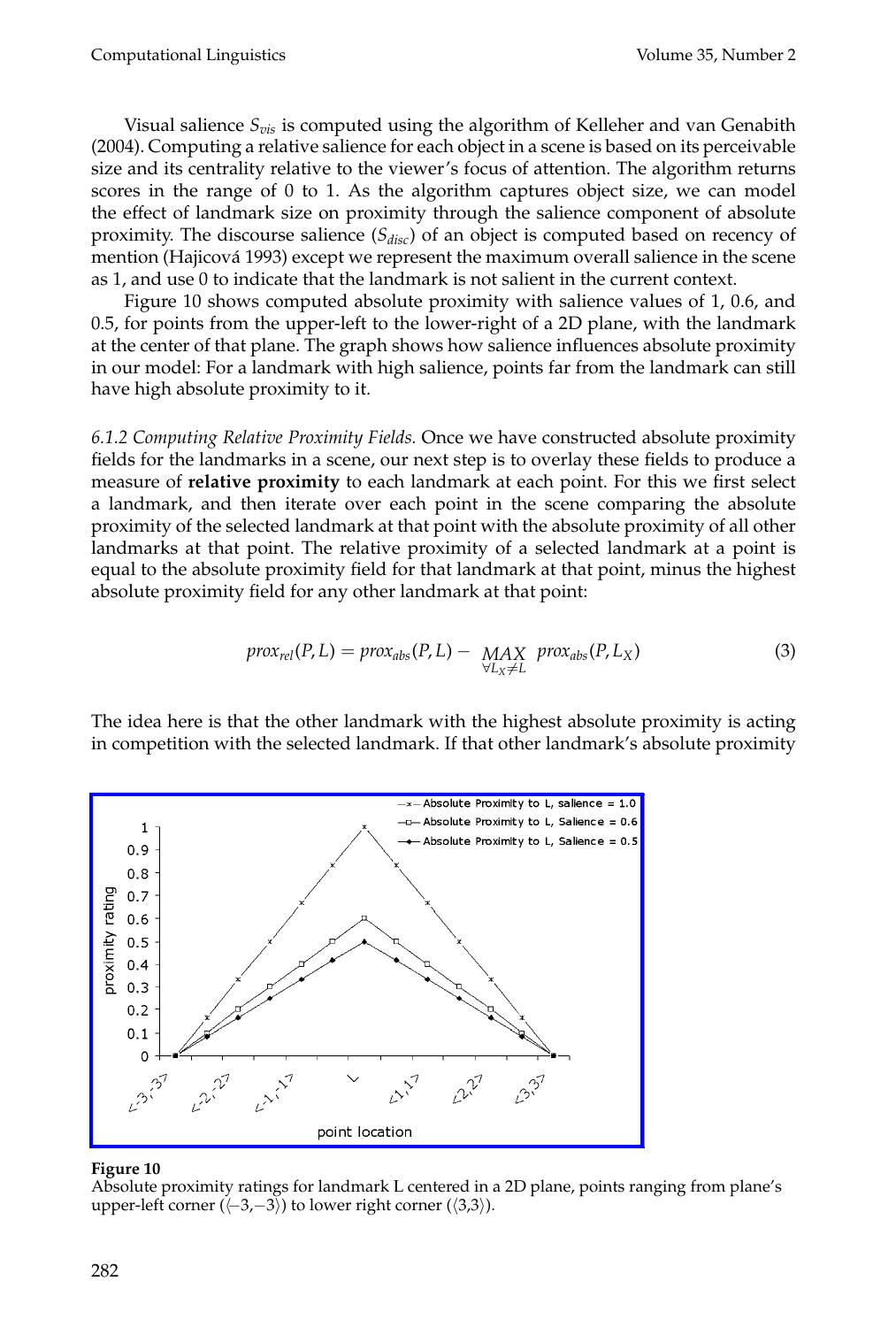Visual salience $S_{vis}$ is computed using the algorithm of Kelleher and van Genabith (2004). Computing a relative salience for each object in a scene is based on its perceivable size and its centrality relative to the viewer's focus of attention. The algorithm returns scores in the range of 0 to 1. As the algorithm captures object size, we can model the effect of landmark size on proximity through the salience component of absolute proximity. The discourse salience ($S_{disc}$) of an object is computed based on recency of mention (Hajicová 1993) except we represent the maximum overall salience in the scene as 1, and use 0 to indicate that the landmark is not salient in the current context.

Figure 10 shows computed absolute proximity with salience values of 1, 0.6, and 0.5, for points from the upper-left to the lower-right of a 2D plane, with the landmark at the center of that plane. The graph shows how salience influences absolute proximity in our model: For a landmark with high salience, points far from the landmark can still have high absolute proximity to it.

*6.1.2 Computing Relative Proximity Fields.* Once we have constructed absolute proximity fields for the landmarks in a scene, our next step is to overlay these fields to produce a measure of **relative proximity** to each landmark at each point. For this we first select a landmark, and then iterate over each point in the scene comparing the absolute proximity of the selected landmark at that point with the absolute proximity of all other landmarks at that point. The relative proximity of a selected landmark at a point is equal to the absolute proximity field for that landmark at that point, minus the highest absolute proximity field for any other landmark at that point:

$$prox_{rel}(P, L) = prox_{abs}(P, L) - \underset{\forall L_X \neq L}{MAX}\ prox_{abs}(P, L_X) \tag{3}$$

The idea here is that the other landmark with the highest absolute proximity is acting in competition with the selected landmark. If that other landmark's absolute proximity

**Figure 10**
Absolute proximity ratings for landmark L centered in a 2D plane, points ranging from plane's upper-left corner (⟨−3,−3⟩) to lower right corner (⟨3,3⟩).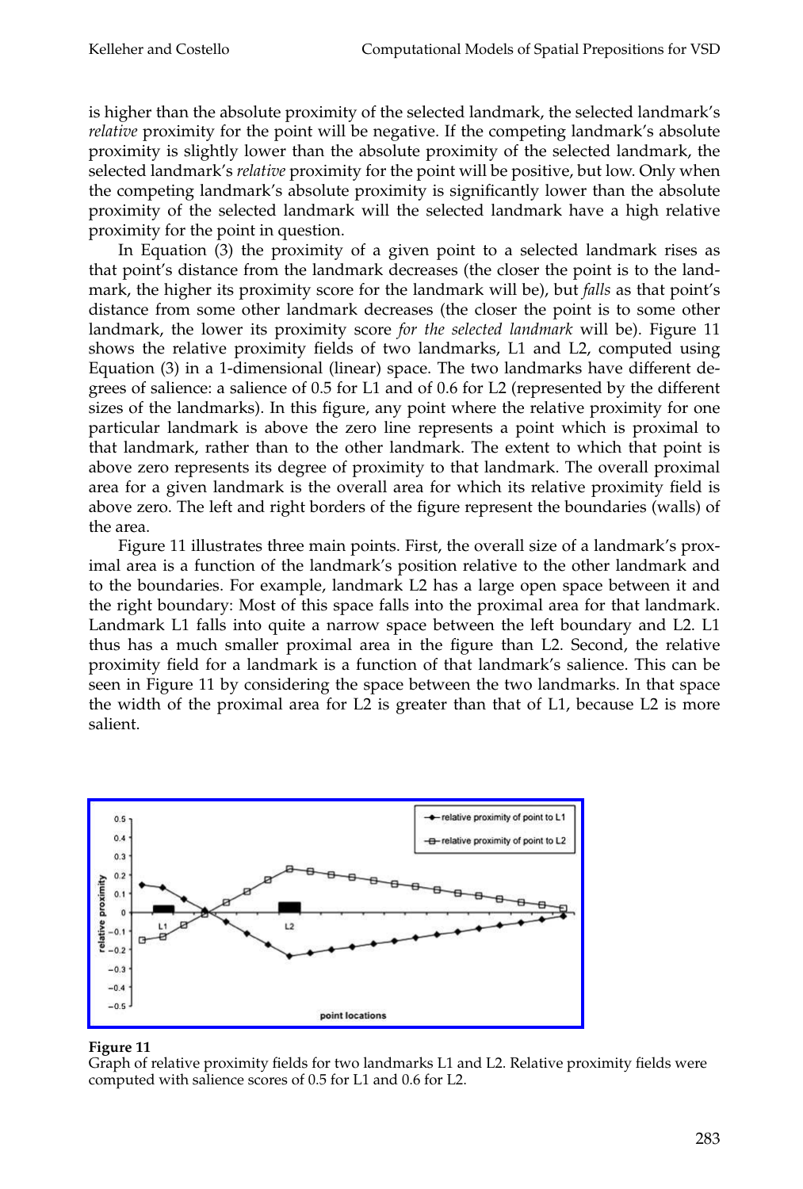is higher than the absolute proximity of the selected landmark, the selected landmark's *relative* proximity for the point will be negative. If the competing landmark's absolute proximity is slightly lower than the absolute proximity of the selected landmark, the selected landmark's *relative* proximity for the point will be positive, but low. Only when the competing landmark's absolute proximity is significantly lower than the absolute proximity of the selected landmark will the selected landmark have a high relative proximity for the point in question.

In Equation (3) the proximity of a given point to a selected landmark rises as that point's distance from the landmark decreases (the closer the point is to the landmark, the higher its proximity score for the landmark will be), but *falls* as that point's distance from some other landmark decreases (the closer the point is to some other landmark, the lower its proximity score *for the selected landmark* will be). Figure 11 shows the relative proximity fields of two landmarks, L1 and L2, computed using Equation (3) in a 1-dimensional (linear) space. The two landmarks have different degrees of salience: a salience of 0.5 for L1 and of 0.6 for L2 (represented by the different sizes of the landmarks). In this figure, any point where the relative proximity for one particular landmark is above the zero line represents a point which is proximal to that landmark, rather than to the other landmark. The extent to which that point is above zero represents its degree of proximity to that landmark. The overall proximal area for a given landmark is the overall area for which its relative proximity field is above zero. The left and right borders of the figure represent the boundaries (walls) of the area.

Figure 11 illustrates three main points. First, the overall size of a landmark's proximal area is a function of the landmark's position relative to the other landmark and to the boundaries. For example, landmark L2 has a large open space between it and the right boundary: Most of this space falls into the proximal area for that landmark. Landmark L1 falls into quite a narrow space between the left boundary and L2. L1 thus has a much smaller proximal area in the figure than L2. Second, the relative proximity field for a landmark is a function of that landmark's salience. This can be seen in Figure 11 by considering the space between the two landmarks. In that space the width of the proximal area for L2 is greater than that of L1, because L2 is more salient.

**Figure 11**
Graph of relative proximity fields for two landmarks L1 and L2. Relative proximity fields were computed with salience scores of 0.5 for L1 and 0.6 for L2.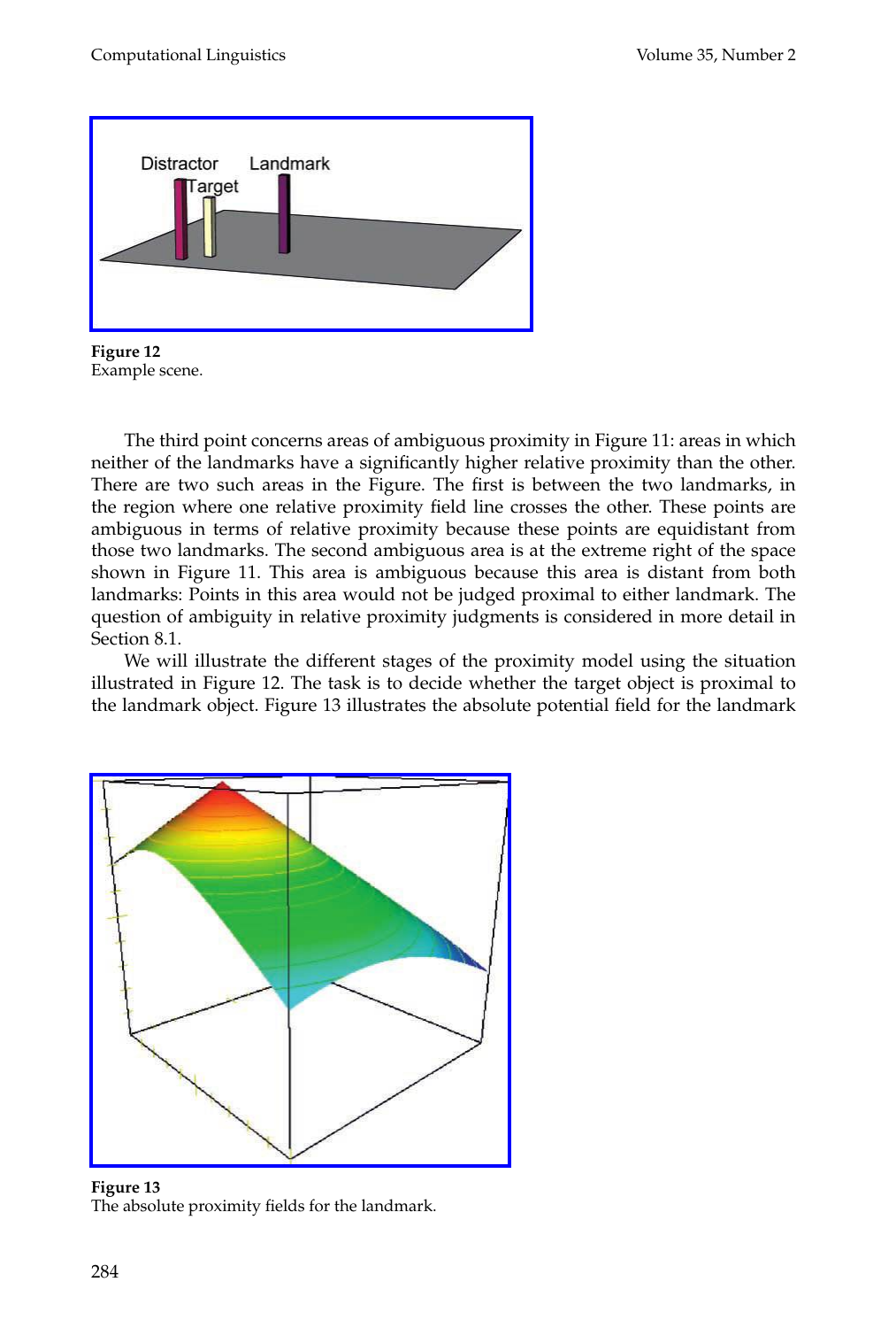Figure 12
Example scene.

The third point concerns areas of ambiguous proximity in Figure 11: areas in which neither of the landmarks have a significantly higher relative proximity than the other. There are two such areas in the Figure. The first is between the two landmarks, in the region where one relative proximity field line crosses the other. These points are ambiguous in terms of relative proximity because these points are equidistant from those two landmarks. The second ambiguous area is at the extreme right of the space shown in Figure 11. This area is ambiguous because this area is distant from both landmarks: Points in this area would not be judged proximal to either landmark. The question of ambiguity in relative proximity judgments is considered in more detail in Section 8.1.

We will illustrate the different stages of the proximity model using the situation illustrated in Figure 12. The task is to decide whether the target object is proximal to the landmark object. Figure 13 illustrates the absolute potential field for the landmark

Figure 13
The absolute proximity fields for the landmark.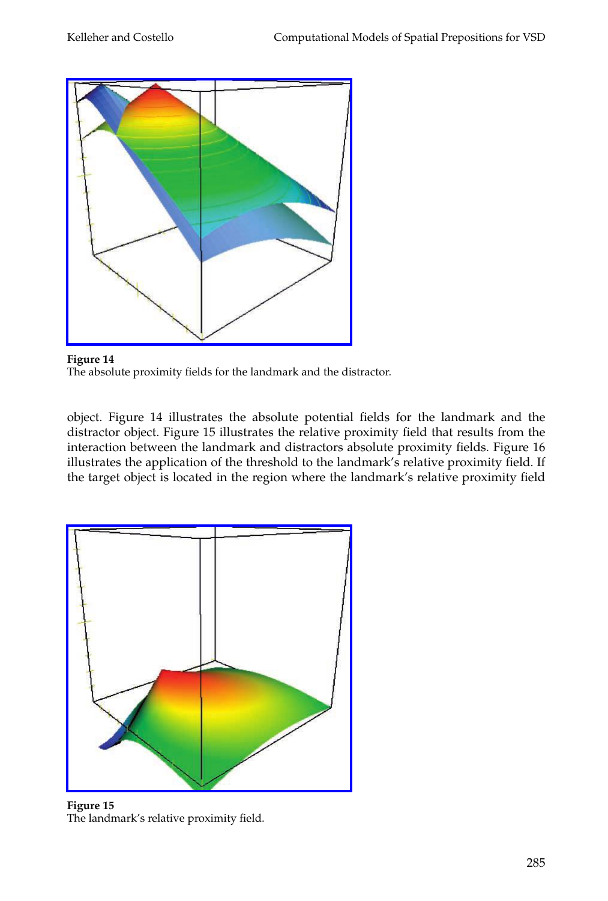**Figure 14**
The absolute proximity fields for the landmark and the distractor.

object. Figure 14 illustrates the absolute potential fields for the landmark and the distractor object. Figure 15 illustrates the relative proximity field that results from the interaction between the landmark and distractors absolute proximity fields. Figure 16 illustrates the application of the threshold to the landmark's relative proximity field. If the target object is located in the region where the landmark's relative proximity field

**Figure 15**
The landmark's relative proximity field.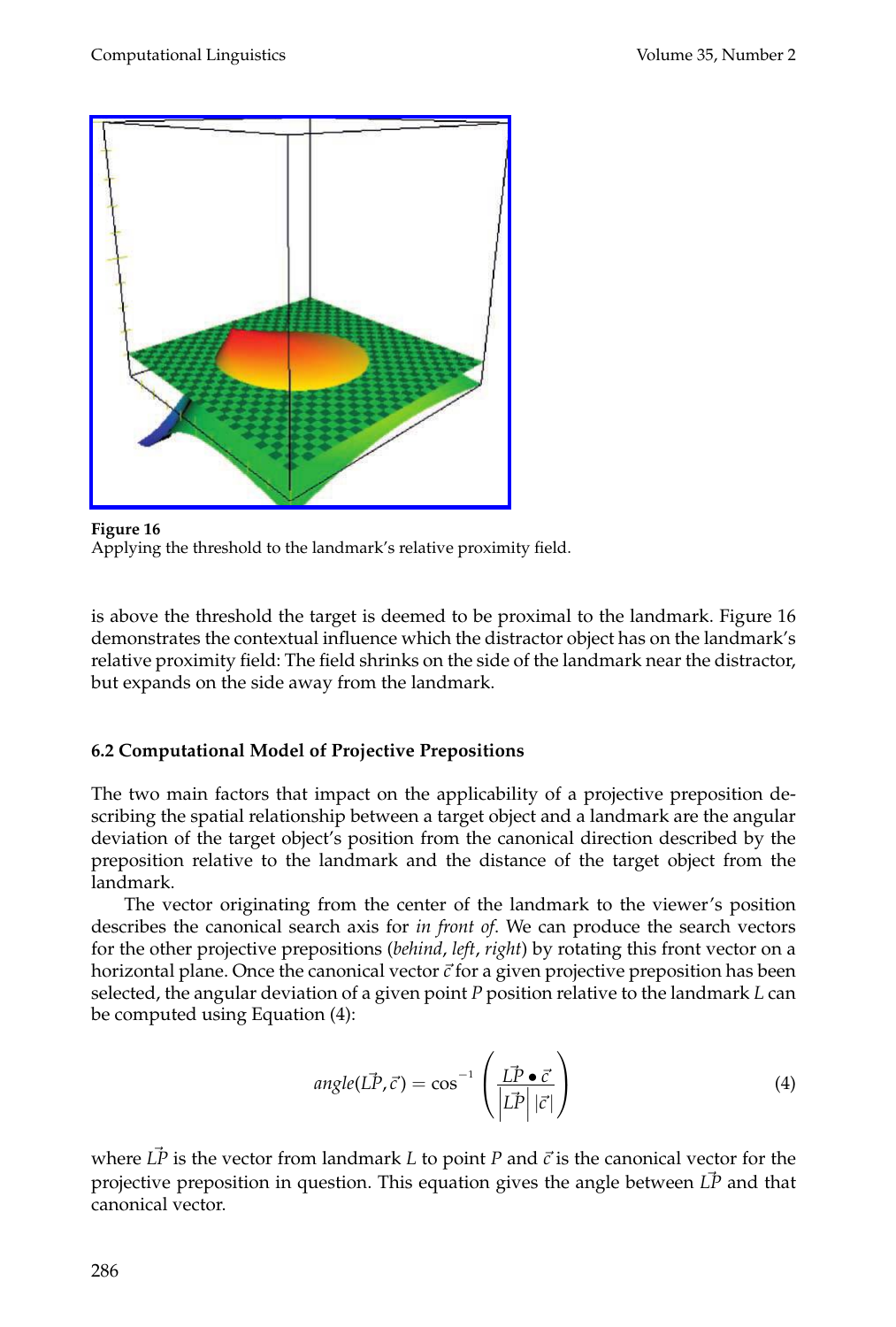Figure 16
Applying the threshold to the landmark's relative proximity field.

is above the threshold the target is deemed to be proximal to the landmark. Figure 16 demonstrates the contextual influence which the distractor object has on the landmark's relative proximity field: The field shrinks on the side of the landmark near the distractor, but expands on the side away from the landmark.

### 6.2 Computational Model of Projective Prepositions

The two main factors that impact on the applicability of a projective preposition describing the spatial relationship between a target object and a landmark are the angular deviation of the target object's position from the canonical direction described by the preposition relative to the landmark and the distance of the target object from the landmark.

The vector originating from the center of the landmark to the viewer's position describes the canonical search axis for *in front of*. We can produce the search vectors for the other projective prepositions (*behind*, *left*, *right*) by rotating this front vector on a horizontal plane. Once the canonical vector $\vec{c}$ for a given projective preposition has been selected, the angular deviation of a given point $P$ position relative to the landmark $L$ can be computed using Equation (4):

$$angle(\vec{LP}, \vec{c}) = \cos^{-1}\left(\frac{\vec{LP} \bullet \vec{c}}{\left|\vec{LP}\right| |\vec{c}|}\right) \tag{4}$$

where $\vec{LP}$ is the vector from landmark $L$ to point $P$ and $\vec{c}$ is the canonical vector for the projective preposition in question. This equation gives the angle between $\vec{LP}$ and that canonical vector.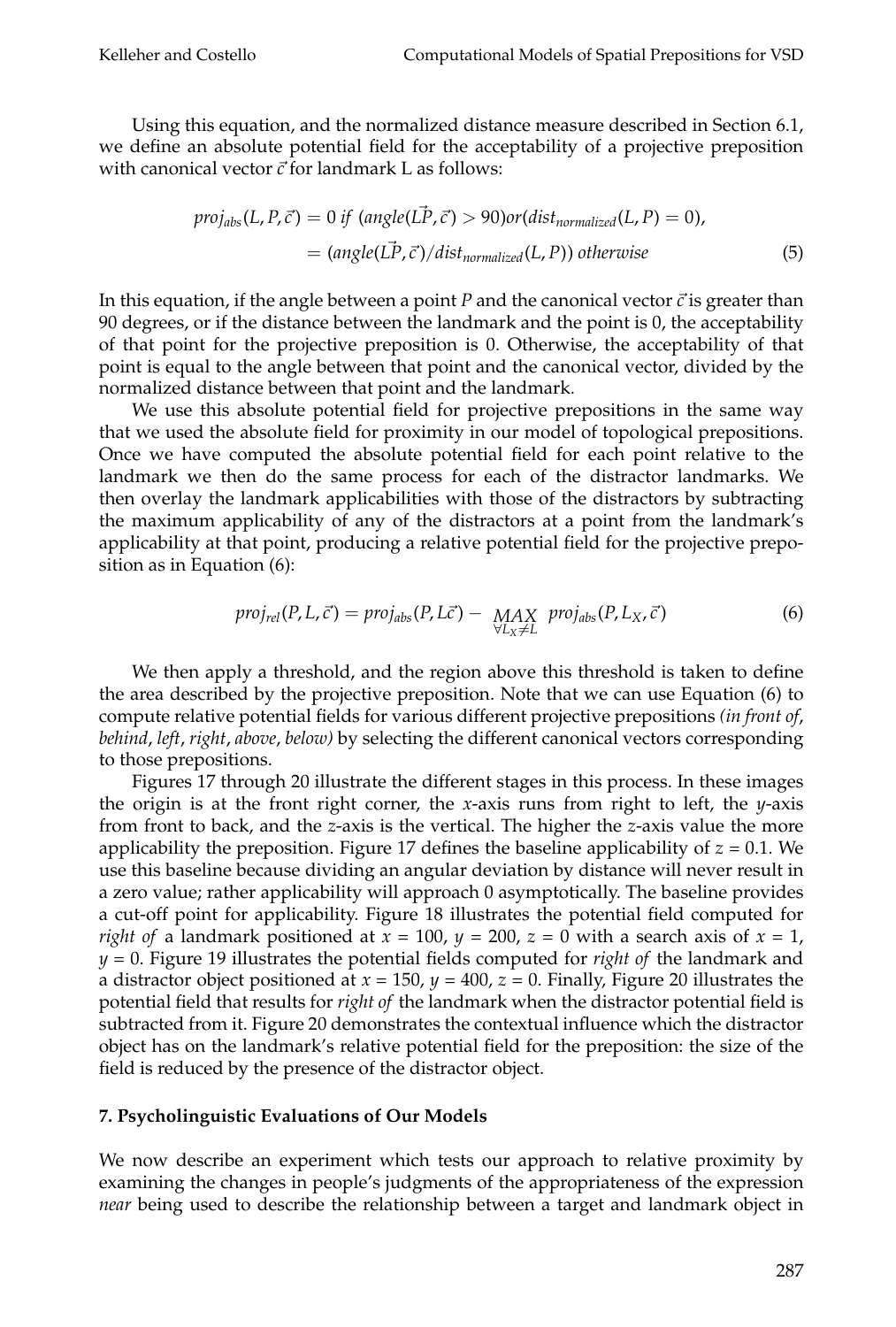Using this equation, and the normalized distance measure described in Section 6.1, we define an absolute potential field for the acceptability of a projective preposition with canonical vector $\vec{c}$ for landmark L as follows:

$$
\begin{aligned}
proj_{abs}(L, P, \vec{c}) &= 0 \; if \; (angle(\vec{LP}, \vec{c}) > 90) or (dist_{normalized}(L, P) = 0), \\
&= (angle(\vec{LP}, \vec{c}) / dist_{normalized}(L, P)) \; otherwise
\end{aligned} \tag{5}
$$

In this equation, if the angle between a point $P$ and the canonical vector $\vec{c}$ is greater than 90 degrees, or if the distance between the landmark and the point is 0, the acceptability of that point for the projective preposition is 0. Otherwise, the acceptability of that point is equal to the angle between that point and the canonical vector, divided by the normalized distance between that point and the landmark.

We use this absolute potential field for projective prepositions in the same way that we used the absolute field for proximity in our model of topological prepositions. Once we have computed the absolute potential field for each point relative to the landmark we then do the same process for each of the distractor landmarks. We then overlay the landmark applicabilities with those of the distractors by subtracting the maximum applicability of any of the distractors at a point from the landmark's applicability at that point, producing a relative potential field for the projective preposition as in Equation (6):

$$
proj_{rel}(P, L, \vec{c}) = proj_{abs}(P, L\vec{c}) - \underset{\forall L_X \neq L}{MAX} \; proj_{abs}(P, L_X, \vec{c}) \tag{6}
$$

We then apply a threshold, and the region above this threshold is taken to define the area described by the projective preposition. Note that we can use Equation (6) to compute relative potential fields for various different projective prepositions *(in front of*, *behind*, *left*, *right*, *above*, *below)* by selecting the different canonical vectors corresponding to those prepositions.

Figures 17 through 20 illustrate the different stages in this process. In these images the origin is at the front right corner, the $x$-axis runs from right to left, the $y$-axis from front to back, and the $z$-axis is the vertical. The higher the $z$-axis value the more applicability the preposition. Figure 17 defines the baseline applicability of $z = 0.1$. We use this baseline because dividing an angular deviation by distance will never result in a zero value; rather applicability will approach 0 asymptotically. The baseline provides a cut-off point for applicability. Figure 18 illustrates the potential field computed for *right of* a landmark positioned at $x = 100$, $y = 200$, $z = 0$ with a search axis of $x = 1$, $y = 0$. Figure 19 illustrates the potential fields computed for *right of* the landmark and a distractor object positioned at $x = 150$, $y = 400$, $z = 0$. Finally, Figure 20 illustrates the potential field that results for *right of* the landmark when the distractor potential field is subtracted from it. Figure 20 demonstrates the contextual influence which the distractor object has on the landmark's relative potential field for the preposition: the size of the field is reduced by the presence of the distractor object.

## 7. Psycholinguistic Evaluations of Our Models

We now describe an experiment which tests our approach to relative proximity by examining the changes in people's judgments of the appropriateness of the expression *near* being used to describe the relationship between a target and landmark object in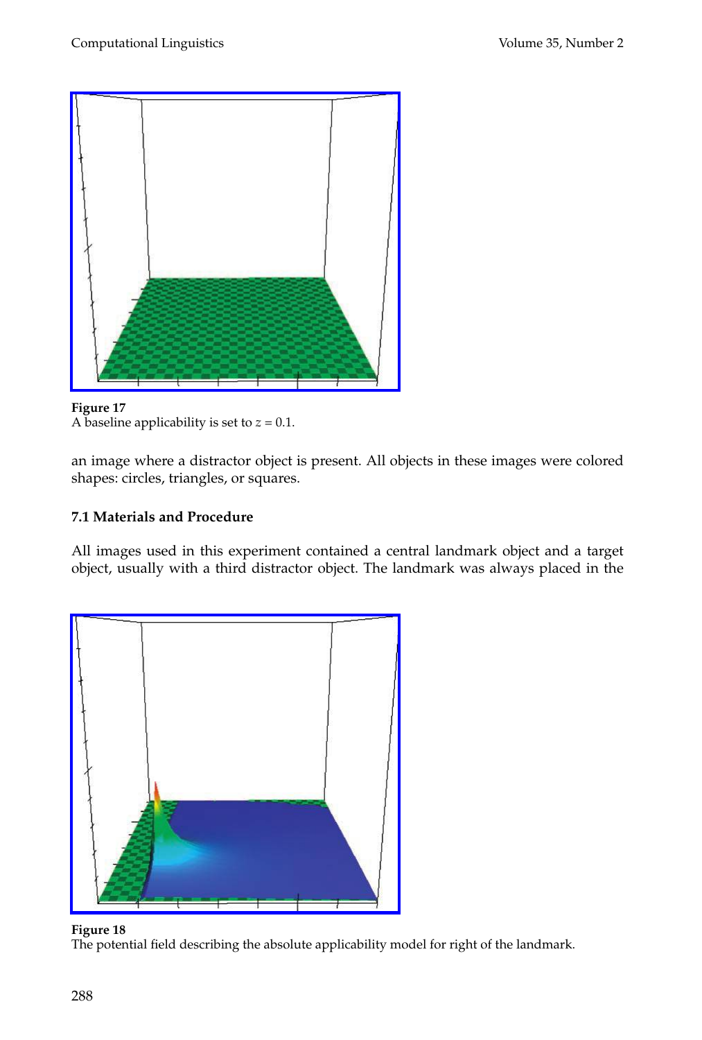Figure 17
A baseline applicability is set to $z = 0.1$.

an image where a distractor object is present. All objects in these images were colored shapes: circles, triangles, or squares.

### 7.1 Materials and Procedure

All images used in this experiment contained a central landmark object and a target object, usually with a third distractor object. The landmark was always placed in the

Figure 18
The potential field describing the absolute applicability model for right of the landmark.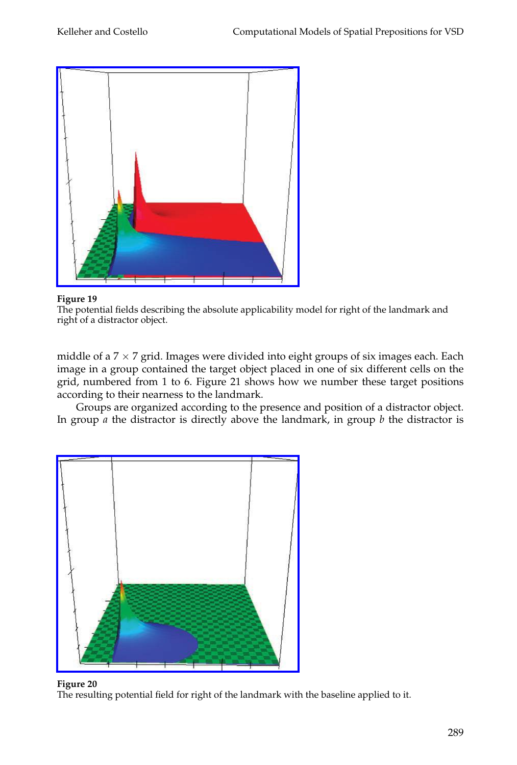**Figure 19**
The potential fields describing the absolute applicability model for right of the landmark and right of a distractor object.

middle of a $7 \times 7$ grid. Images were divided into eight groups of six images each. Each image in a group contained the target object placed in one of six different cells on the grid, numbered from 1 to 6. Figure 21 shows how we number these target positions according to their nearness to the landmark.

Groups are organized according to the presence and position of a distractor object. In group *a* the distractor is directly above the landmark, in group *b* the distractor is

**Figure 20**
The resulting potential field for right of the landmark with the baseline applied to it.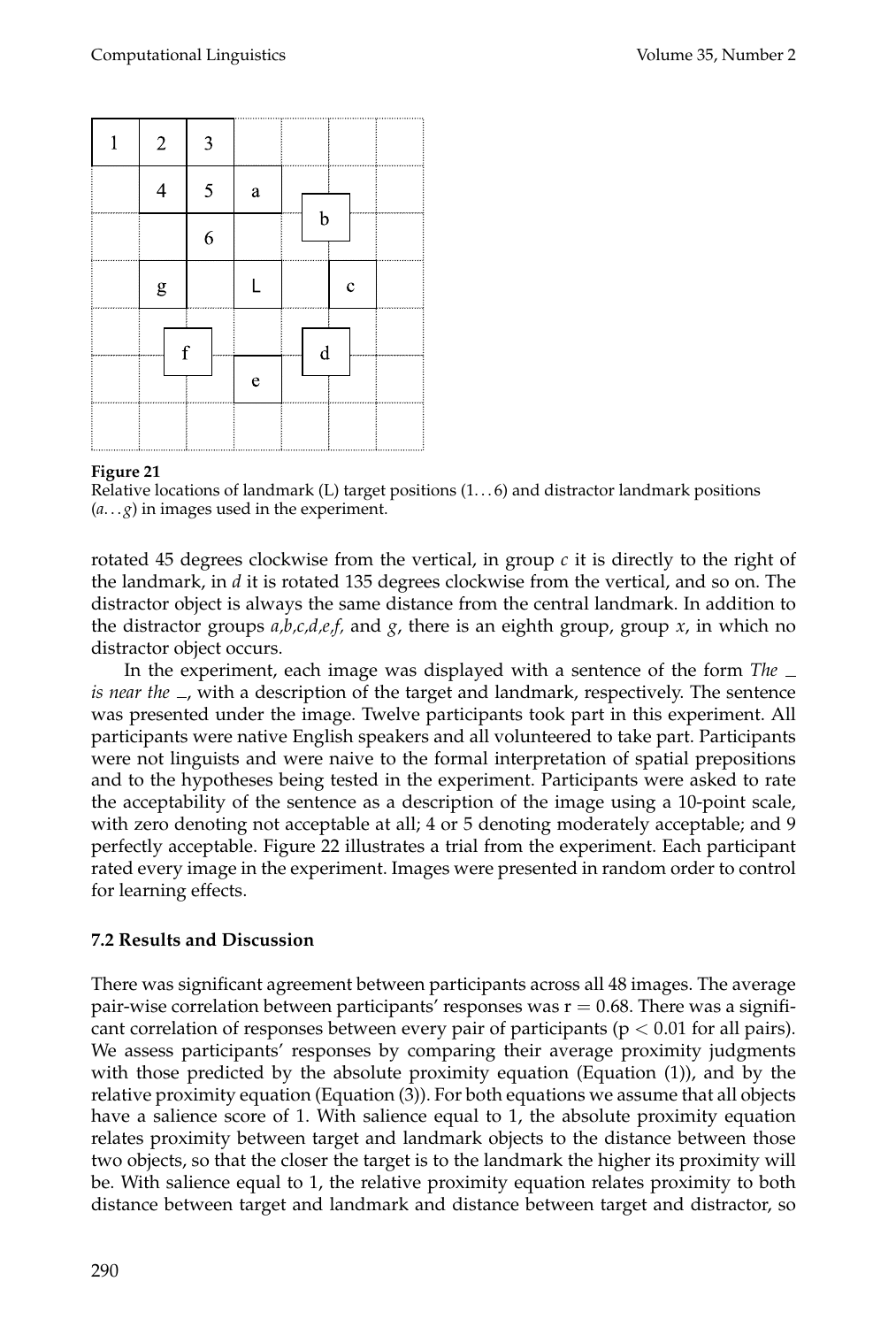**Figure 21**
Relative locations of landmark (L) target positions (1. . . 6) and distractor landmark positions (*a*. . . *g*) in images used in the experiment.

rotated 45 degrees clockwise from the vertical, in group *c* it is directly to the right of the landmark, in *d* it is rotated 135 degrees clockwise from the vertical, and so on. The distractor object is always the same distance from the central landmark. In addition to the distractor groups *a,b,c,d,e,f,* and *g*, there is an eighth group, group *x*, in which no distractor object occurs.

In the experiment, each image was displayed with a sentence of the form *The _ is near the _*, with a description of the target and landmark, respectively. The sentence was presented under the image. Twelve participants took part in this experiment. All participants were native English speakers and all volunteered to take part. Participants were not linguists and were naive to the formal interpretation of spatial prepositions and to the hypotheses being tested in the experiment. Participants were asked to rate the acceptability of the sentence as a description of the image using a 10-point scale, with zero denoting not acceptable at all; 4 or 5 denoting moderately acceptable; and 9 perfectly acceptable. Figure 22 illustrates a trial from the experiment. Each participant rated every image in the experiment. Images were presented in random order to control for learning effects.

### 7.2 Results and Discussion

There was significant agreement between participants across all 48 images. The average pair-wise correlation between participants' responses was $r = 0.68$. There was a significant correlation of responses between every pair of participants ($p < 0.01$ for all pairs). We assess participants' responses by comparing their average proximity judgments with those predicted by the absolute proximity equation (Equation (1)), and by the relative proximity equation (Equation (3)). For both equations we assume that all objects have a salience score of 1. With salience equal to 1, the absolute proximity equation relates proximity between target and landmark objects to the distance between those two objects, so that the closer the target is to the landmark the higher its proximity will be. With salience equal to 1, the relative proximity equation relates proximity to both distance between target and landmark and distance between target and distractor, so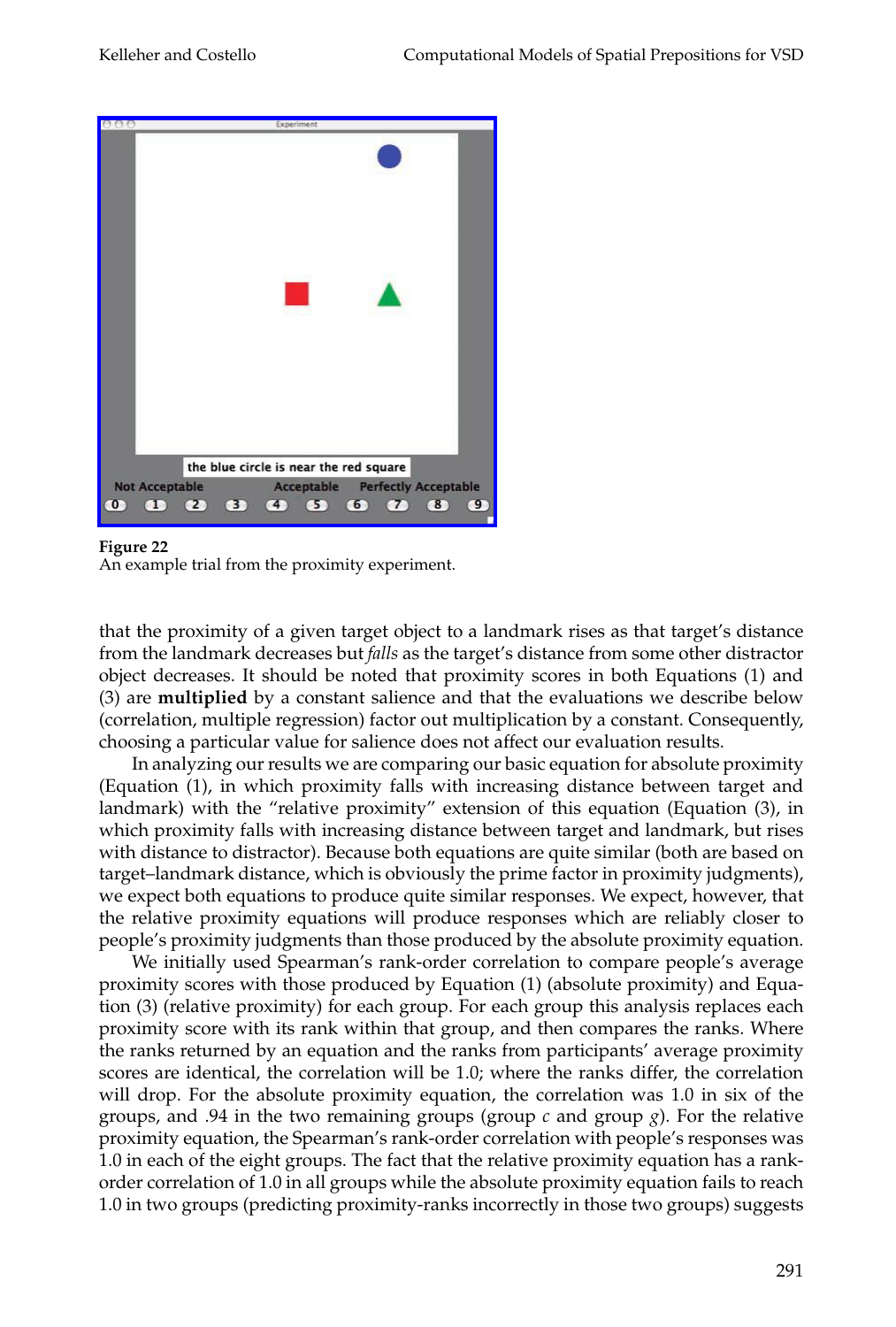**Figure 22**
An example trial from the proximity experiment.

that the proximity of a given target object to a landmark rises as that target's distance from the landmark decreases but *falls* as the target's distance from some other distractor object decreases. It should be noted that proximity scores in both Equations (1) and (3) are **multiplied** by a constant salience and that the evaluations we describe below (correlation, multiple regression) factor out multiplication by a constant. Consequently, choosing a particular value for salience does not affect our evaluation results.

In analyzing our results we are comparing our basic equation for absolute proximity (Equation (1), in which proximity falls with increasing distance between target and landmark) with the "relative proximity" extension of this equation (Equation (3), in which proximity falls with increasing distance between target and landmark, but rises with distance to distractor). Because both equations are quite similar (both are based on target–landmark distance, which is obviously the prime factor in proximity judgments), we expect both equations to produce quite similar responses. We expect, however, that the relative proximity equations will produce responses which are reliably closer to people's proximity judgments than those produced by the absolute proximity equation.

We initially used Spearman's rank-order correlation to compare people's average proximity scores with those produced by Equation (1) (absolute proximity) and Equation (3) (relative proximity) for each group. For each group this analysis replaces each proximity score with its rank within that group, and then compares the ranks. Where the ranks returned by an equation and the ranks from participants' average proximity scores are identical, the correlation will be 1.0; where the ranks differ, the correlation will drop. For the absolute proximity equation, the correlation was 1.0 in six of the groups, and .94 in the two remaining groups (group $c$ and group $g$). For the relative proximity equation, the Spearman's rank-order correlation with people's responses was 1.0 in each of the eight groups. The fact that the relative proximity equation has a rank-order correlation of 1.0 in all groups while the absolute proximity equation fails to reach 1.0 in two groups (predicting proximity-ranks incorrectly in those two groups) suggests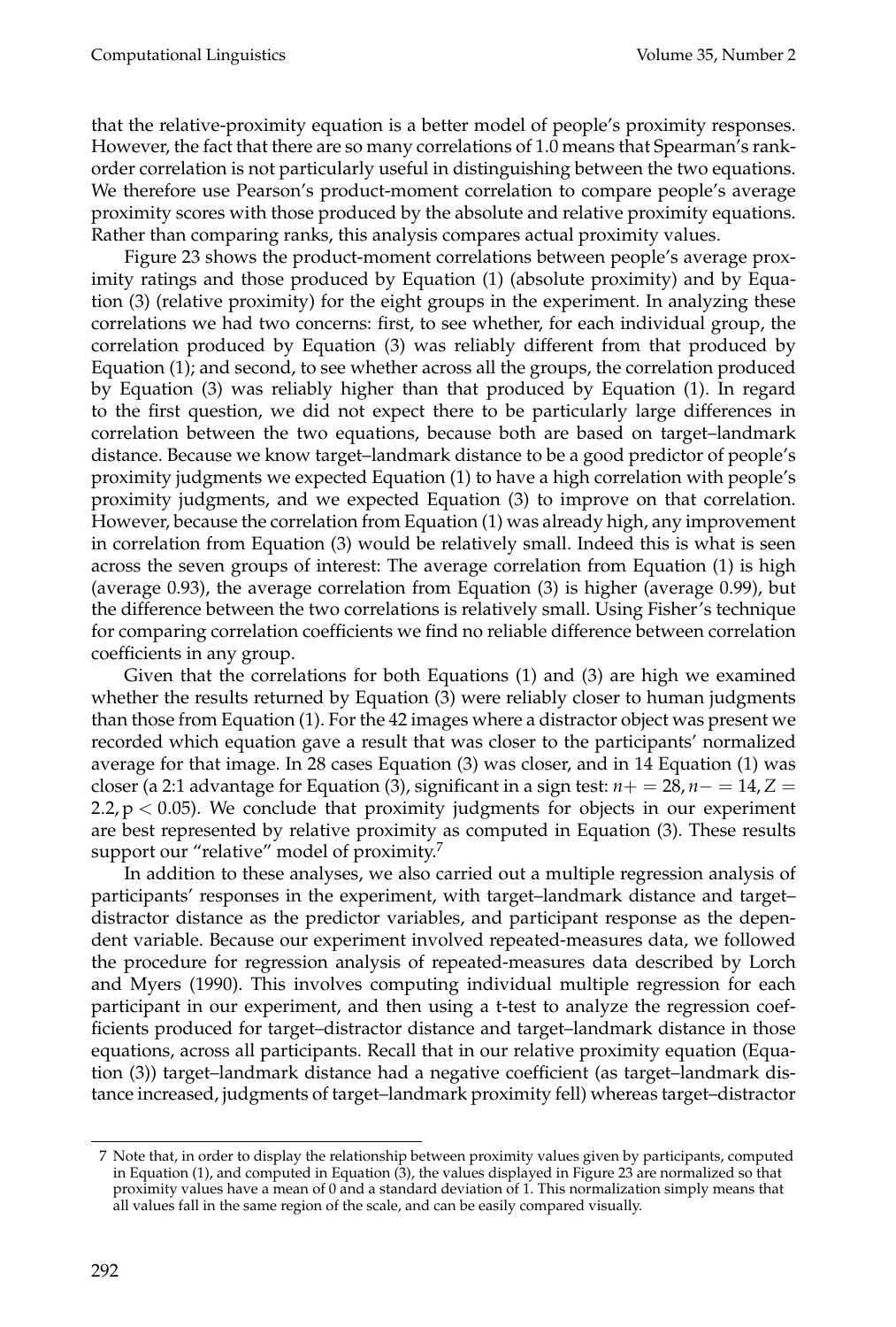that the relative-proximity equation is a better model of people's proximity responses. However, the fact that there are so many correlations of 1.0 means that Spearman's rank-order correlation is not particularly useful in distinguishing between the two equations. We therefore use Pearson's product-moment correlation to compare people's average proximity scores with those produced by the absolute and relative proximity equations. Rather than comparing ranks, this analysis compares actual proximity values.

Figure 23 shows the product-moment correlations between people's average proximity ratings and those produced by Equation (1) (absolute proximity) and by Equation (3) (relative proximity) for the eight groups in the experiment. In analyzing these correlations we had two concerns: first, to see whether, for each individual group, the correlation produced by Equation (3) was reliably different from that produced by Equation (1); and second, to see whether across all the groups, the correlation produced by Equation (3) was reliably higher than that produced by Equation (1). In regard to the first question, we did not expect there to be particularly large differences in correlation between the two equations, because both are based on target–landmark distance. Because we know target–landmark distance to be a good predictor of people's proximity judgments we expected Equation (1) to have a high correlation with people's proximity judgments, and we expected Equation (3) to improve on that correlation. However, because the correlation from Equation (1) was already high, any improvement in correlation from Equation (3) would be relatively small. Indeed this is what is seen across the seven groups of interest: The average correlation from Equation (1) is high (average 0.93), the average correlation from Equation (3) is higher (average 0.99), but the difference between the two correlations is relatively small. Using Fisher's technique for comparing correlation coefficients we find no reliable difference between correlation coefficients in any group.

Given that the correlations for both Equations (1) and (3) are high we examined whether the results returned by Equation (3) were reliably closer to human judgments than those from Equation (1). For the 42 images where a distractor object was present we recorded which equation gave a result that was closer to the participants' normalized average for that image. In 28 cases Equation (3) was closer, and in 14 Equation (1) was closer (a 2:1 advantage for Equation (3), significant in a sign test: $n+ = 28, n- = 14, Z = 2.2, p < 0.05$). We conclude that proximity judgments for objects in our experiment are best represented by relative proximity as computed in Equation (3). These results support our "relative" model of proximity.[7]

In addition to these analyses, we also carried out a multiple regression analysis of participants' responses in the experiment, with target–landmark distance and target–distractor distance as the predictor variables, and participant response as the dependent variable. Because our experiment involved repeated-measures data, we followed the procedure for regression analysis of repeated-measures data described by Lorch and Myers (1990). This involves computing individual multiple regression for each participant in our experiment, and then using a t-test to analyze the regression coefficients produced for target–distractor distance and target–landmark distance in those equations, across all participants. Recall that in our relative proximity equation (Equation (3)) target–landmark distance had a negative coefficient (as target–landmark distance increased, judgments of target–landmark proximity fell) whereas target–distractor

[7] Note that, in order to display the relationship between proximity values given by participants, computed in Equation (1), and computed in Equation (3), the values displayed in Figure 23 are normalized so that proximity values have a mean of 0 and a standard deviation of 1. This normalization simply means that all values fall in the same region of the scale, and can be easily compared visually.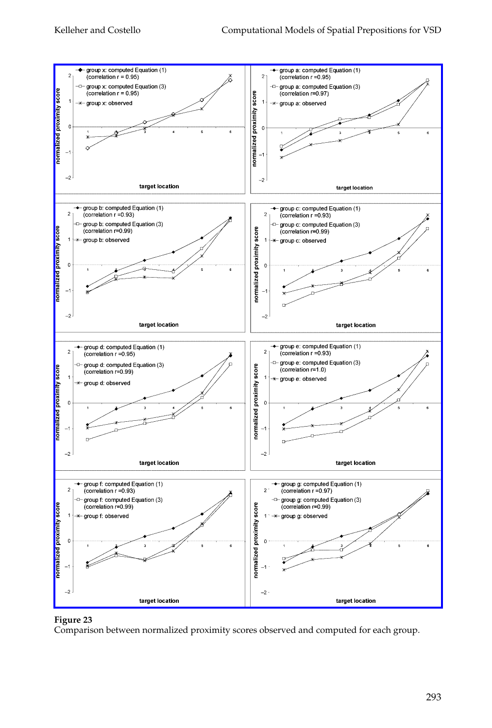Figure 23

Comparison between normalized proximity scores observed and computed for each group.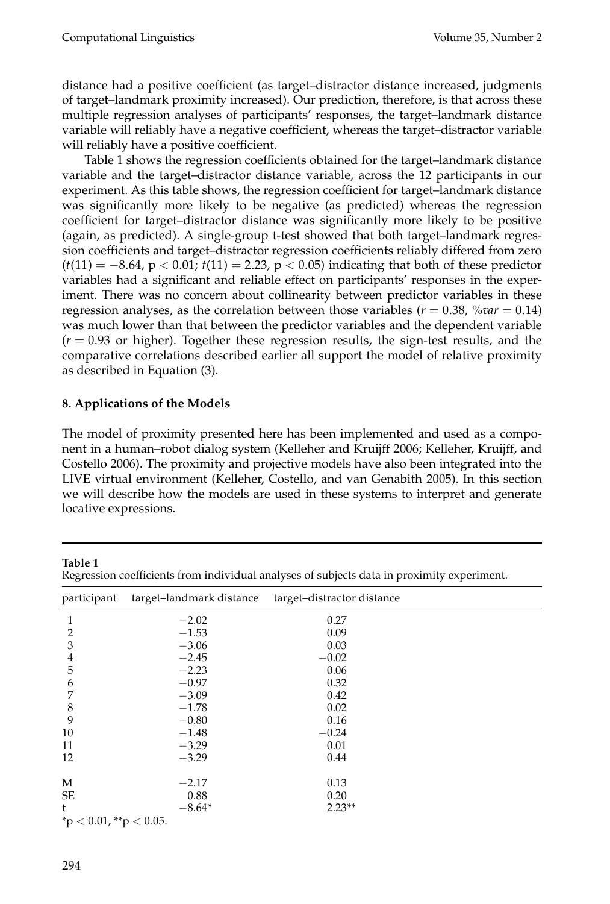distance had a positive coefficient (as target–distractor distance increased, judgments of target–landmark proximity increased). Our prediction, therefore, is that across these multiple regression analyses of participants' responses, the target–landmark distance variable will reliably have a negative coefficient, whereas the target–distractor variable will reliably have a positive coefficient.

Table 1 shows the regression coefficients obtained for the target–landmark distance variable and the target–distractor distance variable, across the 12 participants in our experiment. As this table shows, the regression coefficient for target–landmark distance was significantly more likely to be negative (as predicted) whereas the regression coefficient for target–distractor distance was significantly more likely to be positive (again, as predicted). A single-group t-test showed that both target–landmark regression coefficients and target–distractor regression coefficients reliably differed from zero ($t(11) = -8.64$, $p < 0.01$; $t(11) = 2.23$, $p < 0.05$) indicating that both of these predictor variables had a significant and reliable effect on participants' responses in the experiment. There was no concern about collinearity between predictor variables in these regression analyses, as the correlation between those variables ($r = 0.38$, $\%var = 0.14$) was much lower than that between the predictor variables and the dependent variable ($r = 0.93$ or higher). Together these regression results, the sign-test results, and the comparative correlations described earlier all support the model of relative proximity as described in Equation (3).

## 8. Applications of the Models

The model of proximity presented here has been implemented and used as a component in a human–robot dialog system (Kelleher and Kruijff 2006; Kelleher, Kruijff, and Costello 2006). The proximity and projective models have also been integrated into the LIVE virtual environment (Kelleher, Costello, and van Genabith 2005). In this section we will describe how the models are used in these systems to interpret and generate locative expressions.

**Table 1**
Regression coefficients from individual analyses of subjects data in proximity experiment.

| participant | target–landmark distance | target–distractor distance |
|---|---|---|
| 1 | −2.02 | 0.27 |
| 2 | −1.53 | 0.09 |
| 3 | −3.06 | 0.03 |
| 4 | −2.45 | −0.02 |
| 5 | −2.23 | 0.06 |
| 6 | −0.97 | 0.32 |
| 7 | −3.09 | 0.42 |
| 8 | −1.78 | 0.02 |
| 9 | −0.80 | 0.16 |
| 10 | −1.48 | −0.24 |
| 11 | −3.29 | 0.01 |
| 12 | −3.29 | 0.44 |
| M | −2.17 | 0.13 |
| SE | 0.88 | 0.20 |
| t | −8.64* | 2.23** |

*$p < 0.01$, **$p < 0.05$.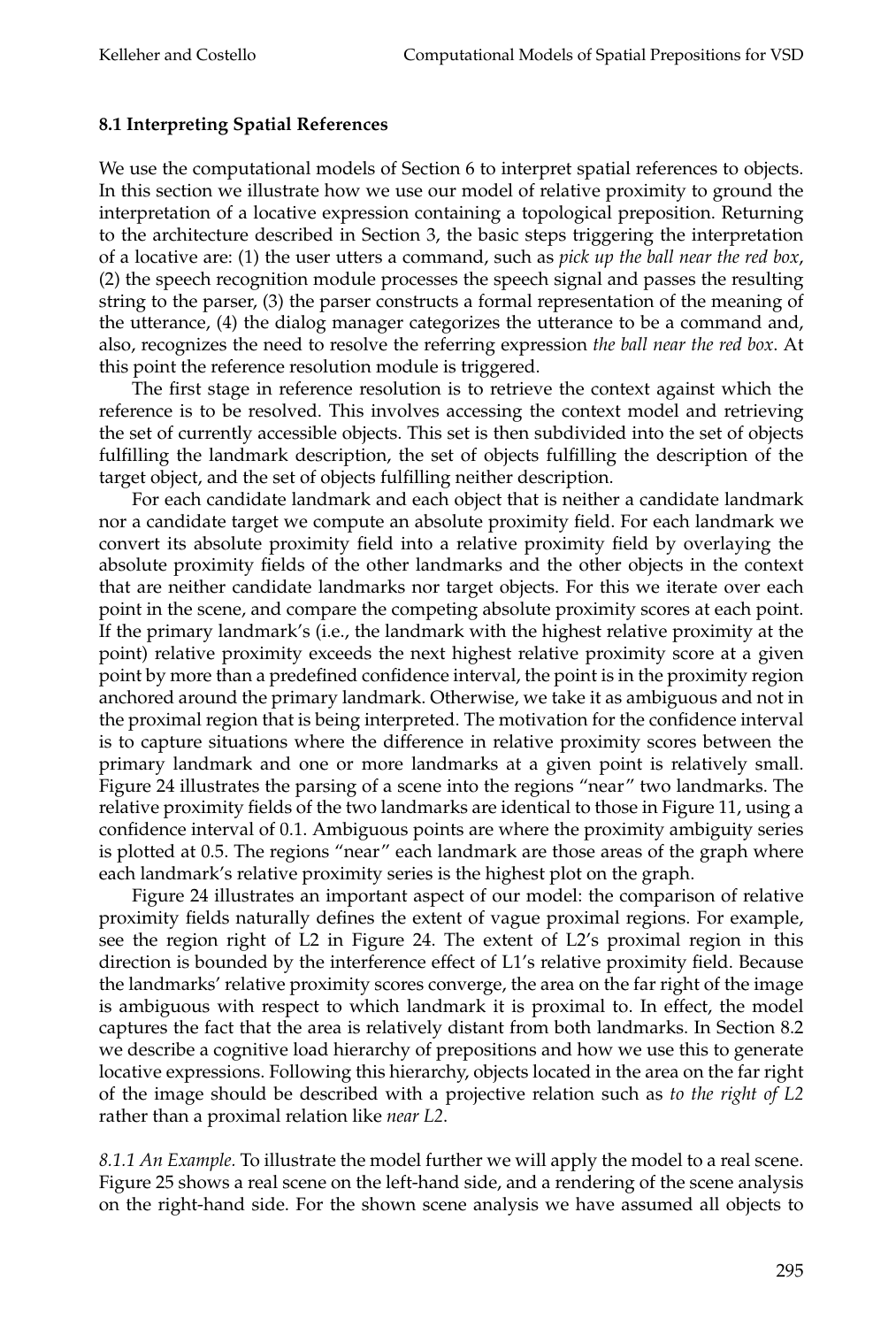### 8.1 Interpreting Spatial References

We use the computational models of Section 6 to interpret spatial references to objects. In this section we illustrate how we use our model of relative proximity to ground the interpretation of a locative expression containing a topological preposition. Returning to the architecture described in Section 3, the basic steps triggering the interpretation of a locative are: (1) the user utters a command, such as *pick up the ball near the red box*, (2) the speech recognition module processes the speech signal and passes the resulting string to the parser, (3) the parser constructs a formal representation of the meaning of the utterance, (4) the dialog manager categorizes the utterance to be a command and, also, recognizes the need to resolve the referring expression *the ball near the red box*. At this point the reference resolution module is triggered.

The first stage in reference resolution is to retrieve the context against which the reference is to be resolved. This involves accessing the context model and retrieving the set of currently accessible objects. This set is then subdivided into the set of objects fulfilling the landmark description, the set of objects fulfilling the description of the target object, and the set of objects fulfilling neither description.

For each candidate landmark and each object that is neither a candidate landmark nor a candidate target we compute an absolute proximity field. For each landmark we convert its absolute proximity field into a relative proximity field by overlaying the absolute proximity fields of the other landmarks and the other objects in the context that are neither candidate landmarks nor target objects. For this we iterate over each point in the scene, and compare the competing absolute proximity scores at each point. If the primary landmark's (i.e., the landmark with the highest relative proximity at the point) relative proximity exceeds the next highest relative proximity score at a given point by more than a predefined confidence interval, the point is in the proximity region anchored around the primary landmark. Otherwise, we take it as ambiguous and not in the proximal region that is being interpreted. The motivation for the confidence interval is to capture situations where the difference in relative proximity scores between the primary landmark and one or more landmarks at a given point is relatively small. Figure 24 illustrates the parsing of a scene into the regions "near" two landmarks. The relative proximity fields of the two landmarks are identical to those in Figure 11, using a confidence interval of 0.1. Ambiguous points are where the proximity ambiguity series is plotted at 0.5. The regions "near" each landmark are those areas of the graph where each landmark's relative proximity series is the highest plot on the graph.

Figure 24 illustrates an important aspect of our model: the comparison of relative proximity fields naturally defines the extent of vague proximal regions. For example, see the region right of L2 in Figure 24. The extent of L2's proximal region in this direction is bounded by the interference effect of L1's relative proximity field. Because the landmarks' relative proximity scores converge, the area on the far right of the image is ambiguous with respect to which landmark it is proximal to. In effect, the model captures the fact that the area is relatively distant from both landmarks. In Section 8.2 we describe a cognitive load hierarchy of prepositions and how we use this to generate locative expressions. Following this hierarchy, objects located in the area on the far right of the image should be described with a projective relation such as *to the right of L2* rather than a proximal relation like *near L2*.

*8.1.1 An Example.* To illustrate the model further we will apply the model to a real scene. Figure 25 shows a real scene on the left-hand side, and a rendering of the scene analysis on the right-hand side. For the shown scene analysis we have assumed all objects to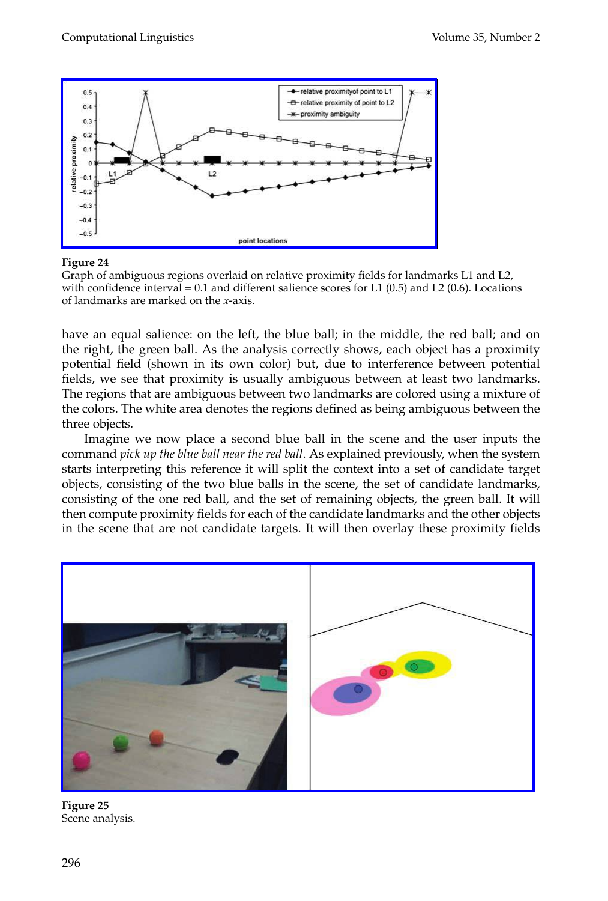Figure 24
Graph of ambiguous regions overlaid on relative proximity fields for landmarks L1 and L2, with confidence interval = 0.1 and different salience scores for L1 (0.5) and L2 (0.6). Locations of landmarks are marked on the *x*-axis.

have an equal salience: on the left, the blue ball; in the middle, the red ball; and on the right, the green ball. As the analysis correctly shows, each object has a proximity potential field (shown in its own color) but, due to interference between potential fields, we see that proximity is usually ambiguous between at least two landmarks. The regions that are ambiguous between two landmarks are colored using a mixture of the colors. The white area denotes the regions defined as being ambiguous between the three objects.

Imagine we now place a second blue ball in the scene and the user inputs the command *pick up the blue ball near the red ball*. As explained previously, when the system starts interpreting this reference it will split the context into a set of candidate target objects, consisting of the two blue balls in the scene, the set of candidate landmarks, consisting of the one red ball, and the set of remaining objects, the green ball. It will then compute proximity fields for each of the candidate landmarks and the other objects in the scene that are not candidate targets. It will then overlay these proximity fields

Figure 25
Scene analysis.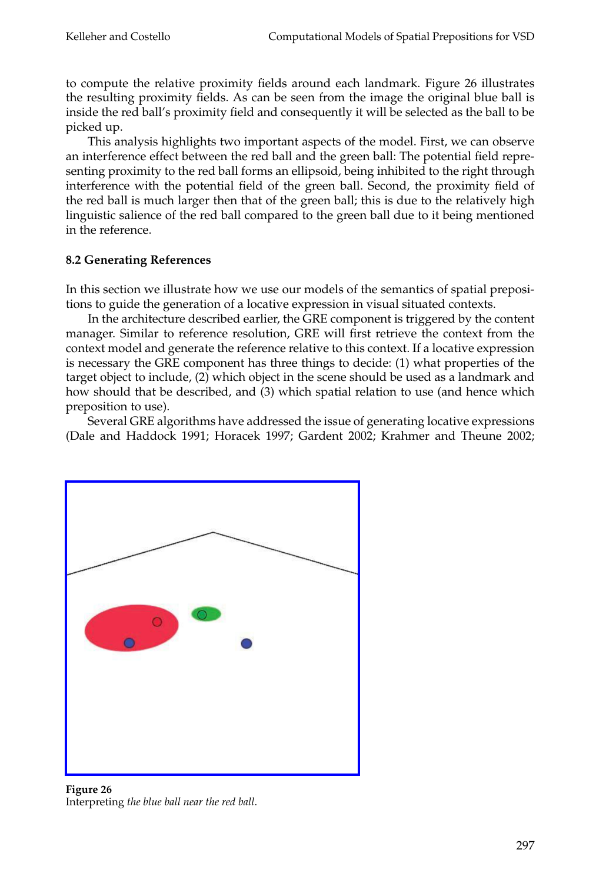to compute the relative proximity fields around each landmark. Figure 26 illustrates the resulting proximity fields. As can be seen from the image the original blue ball is inside the red ball's proximity field and consequently it will be selected as the ball to be picked up.

This analysis highlights two important aspects of the model. First, we can observe an interference effect between the red ball and the green ball: The potential field representing proximity to the red ball forms an ellipsoid, being inhibited to the right through interference with the potential field of the green ball. Second, the proximity field of the red ball is much larger then that of the green ball; this is due to the relatively high linguistic salience of the red ball compared to the green ball due to it being mentioned in the reference.

### 8.2 Generating References

In this section we illustrate how we use our models of the semantics of spatial prepositions to guide the generation of a locative expression in visual situated contexts.

In the architecture described earlier, the GRE component is triggered by the content manager. Similar to reference resolution, GRE will first retrieve the context from the context model and generate the reference relative to this context. If a locative expression is necessary the GRE component has three things to decide: (1) what properties of the target object to include, (2) which object in the scene should be used as a landmark and how should that be described, and (3) which spatial relation to use (and hence which preposition to use).

Several GRE algorithms have addressed the issue of generating locative expressions (Dale and Haddock 1991; Horacek 1997; Gardent 2002; Krahmer and Theune 2002;

**Figure 26**
Interpreting *the blue ball near the red ball*.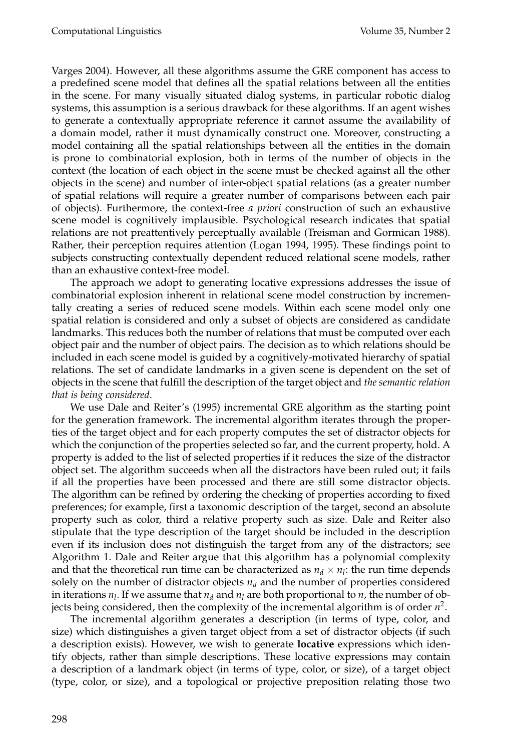Varges 2004). However, all these algorithms assume the GRE component has access to a predefined scene model that defines all the spatial relations between all the entities in the scene. For many visually situated dialog systems, in particular robotic dialog systems, this assumption is a serious drawback for these algorithms. If an agent wishes to generate a contextually appropriate reference it cannot assume the availability of a domain model, rather it must dynamically construct one. Moreover, constructing a model containing all the spatial relationships between all the entities in the domain is prone to combinatorial explosion, both in terms of the number of objects in the context (the location of each object in the scene must be checked against all the other objects in the scene) and number of inter-object spatial relations (as a greater number of spatial relations will require a greater number of comparisons between each pair of objects). Furthermore, the context-free *a priori* construction of such an exhaustive scene model is cognitively implausible. Psychological research indicates that spatial relations are not preattentively perceptually available (Treisman and Gormican 1988). Rather, their perception requires attention (Logan 1994, 1995). These findings point to subjects constructing contextually dependent reduced relational scene models, rather than an exhaustive context-free model.

The approach we adopt to generating locative expressions addresses the issue of combinatorial explosion inherent in relational scene model construction by incrementally creating a series of reduced scene models. Within each scene model only one spatial relation is considered and only a subset of objects are considered as candidate landmarks. This reduces both the number of relations that must be computed over each object pair and the number of object pairs. The decision as to which relations should be included in each scene model is guided by a cognitively-motivated hierarchy of spatial relations. The set of candidate landmarks in a given scene is dependent on the set of objects in the scene that fulfill the description of the target object and *the semantic relation that is being considered*.

We use Dale and Reiter's (1995) incremental GRE algorithm as the starting point for the generation framework. The incremental algorithm iterates through the properties of the target object and for each property computes the set of distractor objects for which the conjunction of the properties selected so far, and the current property, hold. A property is added to the list of selected properties if it reduces the size of the distractor object set. The algorithm succeeds when all the distractors have been ruled out; it fails if all the properties have been processed and there are still some distractor objects. The algorithm can be refined by ordering the checking of properties according to fixed preferences; for example, first a taxonomic description of the target, second an absolute property such as color, third a relative property such as size. Dale and Reiter also stipulate that the type description of the target should be included in the description even if its inclusion does not distinguish the target from any of the distractors; see Algorithm 1. Dale and Reiter argue that this algorithm has a polynomial complexity and that the theoretical run time can be characterized as $n_d \times n_l$: the run time depends solely on the number of distractor objects $n_d$ and the number of properties considered in iterations $n_l$. If we assume that $n_d$ and $n_l$ are both proportional to $n$, the number of objects being considered, then the complexity of the incremental algorithm is of order $n^2$.

The incremental algorithm generates a description (in terms of type, color, and size) which distinguishes a given target object from a set of distractor objects (if such a description exists). However, we wish to generate **locative** expressions which identify objects, rather than simple descriptions. These locative expressions may contain a description of a landmark object (in terms of type, color, or size), of a target object (type, color, or size), and a topological or projective preposition relating those two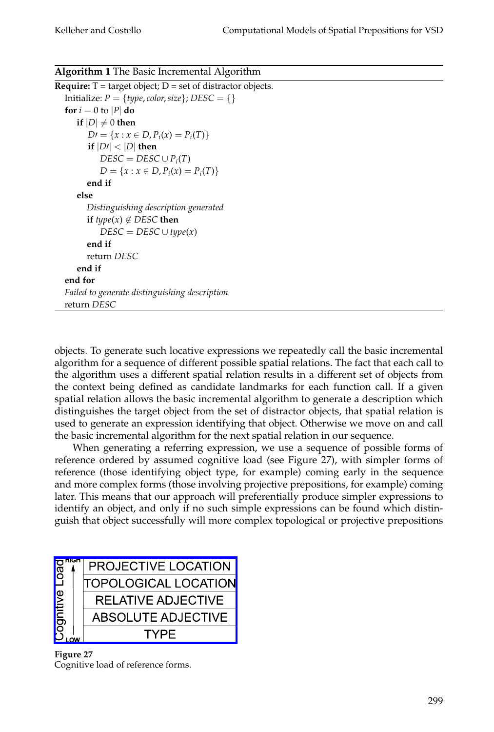**Algorithm 1** The Basic Incremental Algorithm

```
Require: T = target object; D = set of distractor objects.
  Initialize: P = {type, color, size}; DESC = {}
  for i = 0 to |P| do
    if |D| ≠ 0 then
      D' = {x : x ∈ D, P_i(x) = P_i(T)}
      if |D'| < |D| then
        DESC = DESC ∪ P_i(T)
        D = {x : x ∈ D, P_i(x) = P_i(T)}
      end if
    else
      Distinguishing description generated
      if type(x) ∉ DESC then
        DESC = DESC ∪ type(x)
      end if
      return DESC
    end if
  end for
  Failed to generate distinguishing description
  return DESC
```

objects. To generate such locative expressions we repeatedly call the basic incremental algorithm for a sequence of different possible spatial relations. The fact that each call to the algorithm uses a different spatial relation results in a different set of objects from the context being defined as candidate landmarks for each function call. If a given spatial relation allows the basic incremental algorithm to generate a description which distinguishes the target object from the set of distractor objects, that spatial relation is used to generate an expression identifying that object. Otherwise we move on and call the basic incremental algorithm for the next spatial relation in our sequence.

When generating a referring expression, we use a sequence of possible forms of reference ordered by assumed cognitive load (see Figure 27), with simpler forms of reference (those identifying object type, for example) coming early in the sequence and more complex forms (those involving projective prepositions, for example) coming later. This means that our approach will preferentially produce simpler expressions to identify an object, and only if no such simple expressions can be found which distinguish that object successfully will more complex topological or projective prepositions

| Cognitive Load (LOW → HIGH) |
|---|
| PROJECTIVE LOCATION |
| TOPOLOGICAL LOCATION |
| RELATIVE ADJECTIVE |
| ABSOLUTE ADJECTIVE |
| TYPE |

**Figure 27**
Cognitive load of reference forms.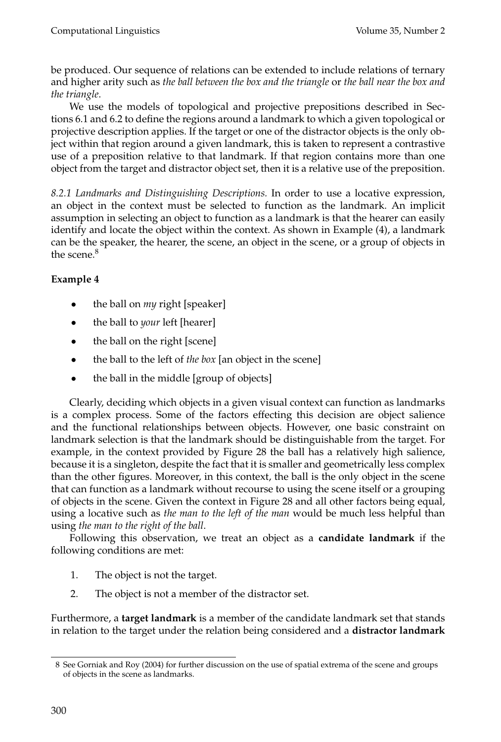be produced. Our sequence of relations can be extended to include relations of ternary and higher arity such as *the ball between the box and the triangle* or *the ball near the box and the triangle*.

We use the models of topological and projective prepositions described in Sections 6.1 and 6.2 to define the regions around a landmark to which a given topological or projective description applies. If the target or one of the distractor objects is the only object within that region around a given landmark, this is taken to represent a contrastive use of a preposition relative to that landmark. If that region contains more than one object from the target and distractor object set, then it is a relative use of the preposition.

*8.2.1 Landmarks and Distinguishing Descriptions.* In order to use a locative expression, an object in the context must be selected to function as the landmark. An implicit assumption in selecting an object to function as a landmark is that the hearer can easily identify and locate the object within the context. As shown in Example (4), a landmark can be the speaker, the hearer, the scene, an object in the scene, or a group of objects in the scene.[8]

**Example 4**

- the ball on *my* right [speaker]
- the ball to *your* left [hearer]
- the ball on the right [scene]
- the ball to the left of *the box* [an object in the scene]
- the ball in the middle [group of objects]

Clearly, deciding which objects in a given visual context can function as landmarks is a complex process. Some of the factors effecting this decision are object salience and the functional relationships between objects. However, one basic constraint on landmark selection is that the landmark should be distinguishable from the target. For example, in the context provided by Figure 28 the ball has a relatively high salience, because it is a singleton, despite the fact that it is smaller and geometrically less complex than the other figures. Moreover, in this context, the ball is the only object in the scene that can function as a landmark without recourse to using the scene itself or a grouping of objects in the scene. Given the context in Figure 28 and all other factors being equal, using a locative such as *the man to the left of the man* would be much less helpful than using *the man to the right of the ball*.

Following this observation, we treat an object as a **candidate landmark** if the following conditions are met:

1. The object is not the target.
2. The object is not a member of the distractor set.

Furthermore, a **target landmark** is a member of the candidate landmark set that stands in relation to the target under the relation being considered and a **distractor landmark**

---

8 See Gorniak and Roy (2004) for further discussion on the use of spatial extrema of the scene and groups of objects in the scene as landmarks.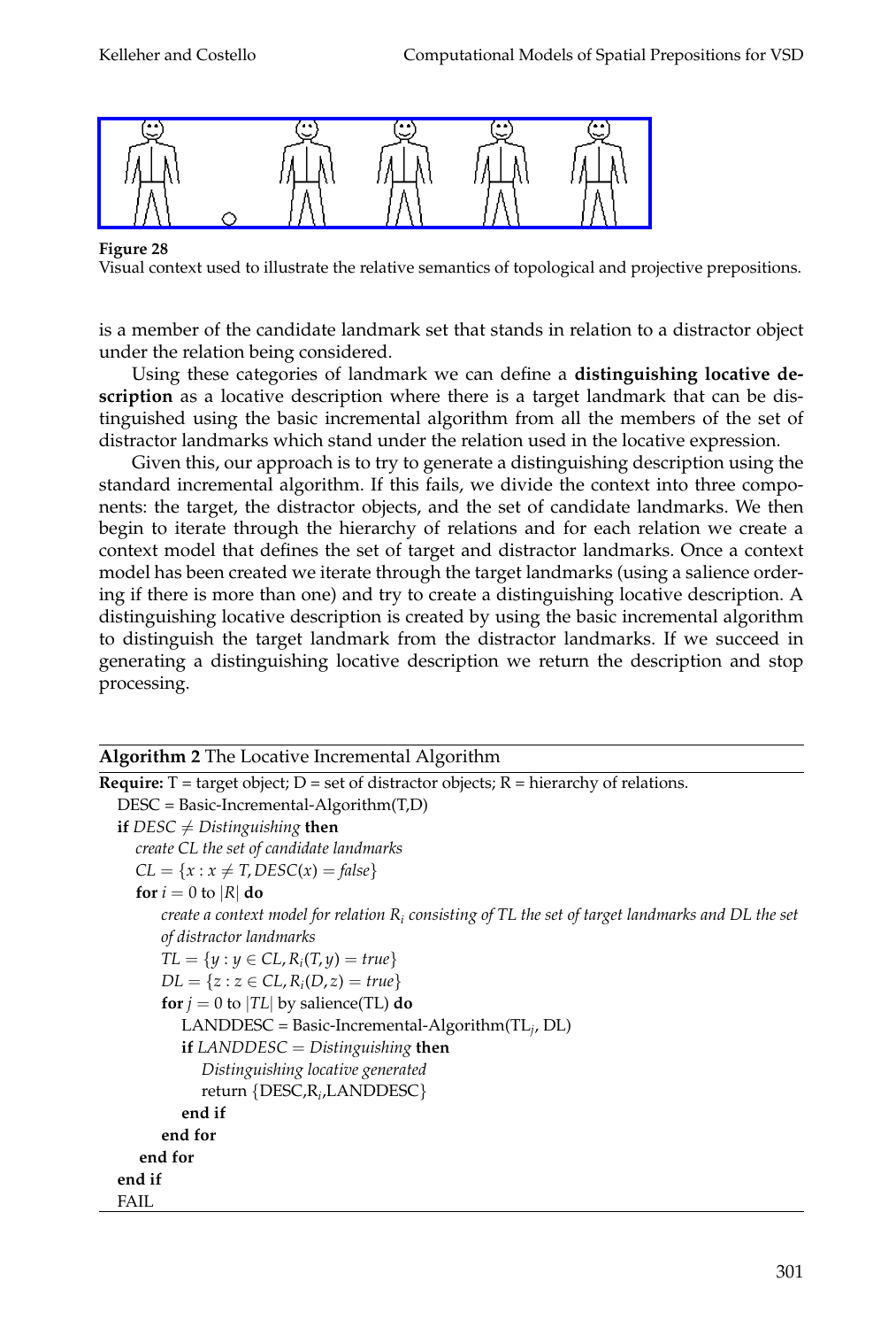**Figure 28**
Visual context used to illustrate the relative semantics of topological and projective prepositions.

is a member of the candidate landmark set that stands in relation to a distractor object under the relation being considered.

Using these categories of landmark we can define a **distinguishing locative description** as a locative description where there is a target landmark that can be distinguished using the basic incremental algorithm from all the members of the set of distractor landmarks which stand under the relation used in the locative expression.

Given this, our approach is to try to generate a distinguishing description using the standard incremental algorithm. If this fails, we divide the context into three components: the target, the distractor objects, and the set of candidate landmarks. We then begin to iterate through the hierarchy of relations and for each relation we create a context model that defines the set of target and distractor landmarks. Once a context model has been created we iterate through the target landmarks (using a salience ordering if there is more than one) and try to create a distinguishing locative description. A distinguishing locative description is created by using the basic incremental algorithm to distinguish the target landmark from the distractor landmarks. If we succeed in generating a distinguishing locative description we return the description and stop processing.

**Algorithm 2** The Locative Incremental Algorithm

```
Require: T = target object; D = set of distractor objects; R = hierarchy of relations.
  DESC = Basic-Incremental-Algorithm(T,D)
  if DESC ≠ Distinguishing then
    create CL the set of candidate landmarks
    CL = {x : x ≠ T, DESC(x) = false}
    for i = 0 to |R| do
      create a context model for relation R_i consisting of TL the set of target landmarks and DL the set
      of distractor landmarks
      TL = {y : y ∈ CL, R_i(T, y) = true}
      DL = {z : z ∈ CL, R_i(D, z) = true}
      for j = 0 to |TL| by salience(TL) do
        LANDDESC = Basic-Incremental-Algorithm(TL_j, DL)
        if LANDDESC = Distinguishing then
          Distinguishing locative generated
          return {DESC,R_i,LANDDESC}
        end if
      end for
    end for
  end if
  FAIL
```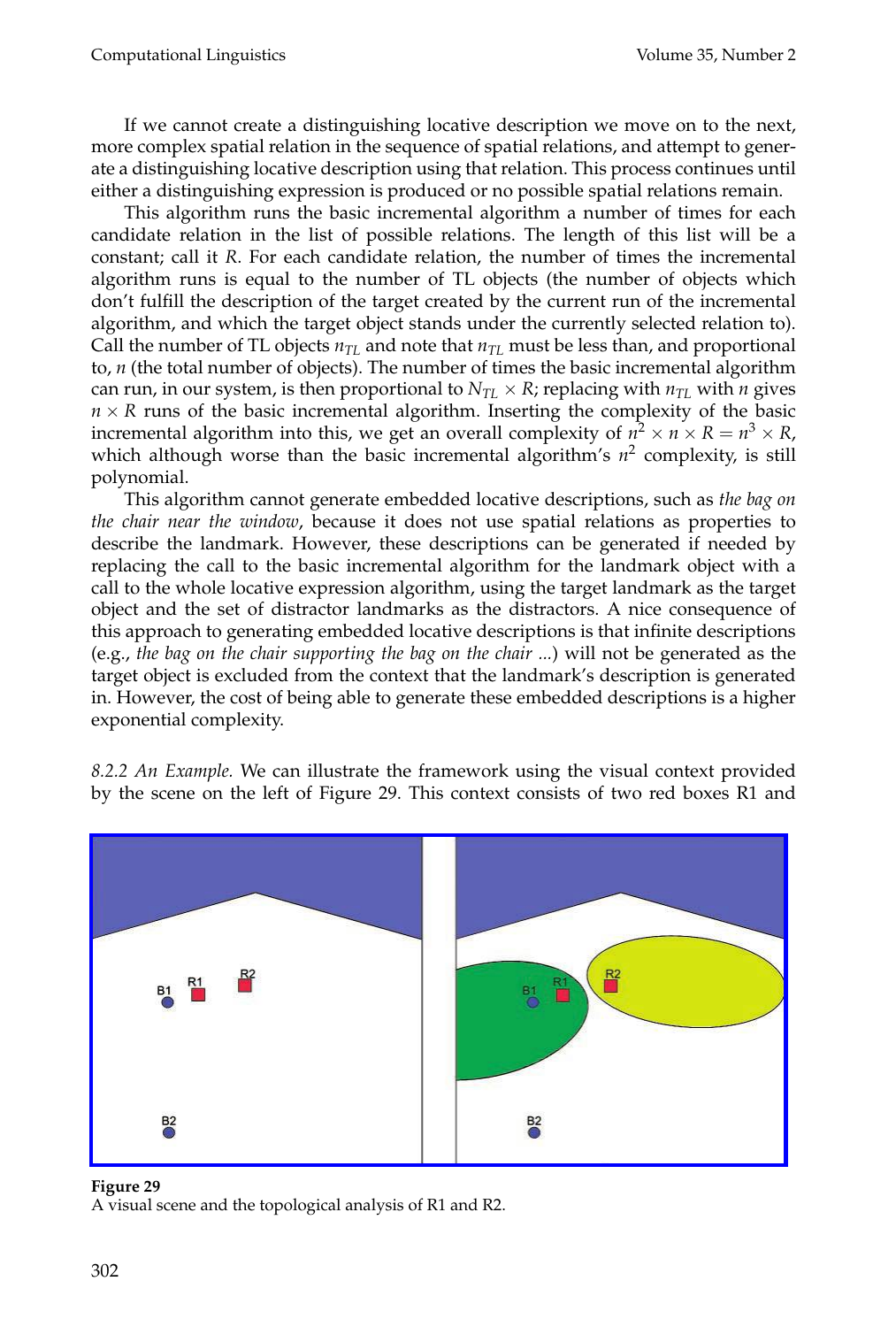If we cannot create a distinguishing locative description we move on to the next, more complex spatial relation in the sequence of spatial relations, and attempt to generate a distinguishing locative description using that relation. This process continues until either a distinguishing expression is produced or no possible spatial relations remain.

This algorithm runs the basic incremental algorithm a number of times for each candidate relation in the list of possible relations. The length of this list will be a constant; call it $R$. For each candidate relation, the number of times the incremental algorithm runs is equal to the number of TL objects (the number of objects which don't fulfill the description of the target created by the current run of the incremental algorithm, and which the target object stands under the currently selected relation to). Call the number of TL objects $n_{TL}$ and note that $n_{TL}$ must be less than, and proportional to, $n$ (the total number of objects). The number of times the basic incremental algorithm can run, in our system, is then proportional to $N_{TL} \times R$; replacing with $n_{TL}$ with $n$ gives $n \times R$ runs of the basic incremental algorithm. Inserting the complexity of the basic incremental algorithm into this, we get an overall complexity of $n^2 \times n \times R = n^3 \times R$, which although worse than the basic incremental algorithm's $n^2$ complexity, is still polynomial.

This algorithm cannot generate embedded locative descriptions, such as *the bag on the chair near the window*, because it does not use spatial relations as properties to describe the landmark. However, these descriptions can be generated if needed by replacing the call to the basic incremental algorithm for the landmark object with a call to the whole locative expression algorithm, using the target landmark as the target object and the set of distractor landmarks as the distractors. A nice consequence of this approach to generating embedded locative descriptions is that infinite descriptions (e.g., *the bag on the chair supporting the bag on the chair ...*) will not be generated as the target object is excluded from the context that the landmark's description is generated in. However, the cost of being able to generate these embedded descriptions is a higher exponential complexity.

*8.2.2 An Example.* We can illustrate the framework using the visual context provided by the scene on the left of Figure 29. This context consists of two red boxes R1 and

**Figure 29**
A visual scene and the topological analysis of R1 and R2.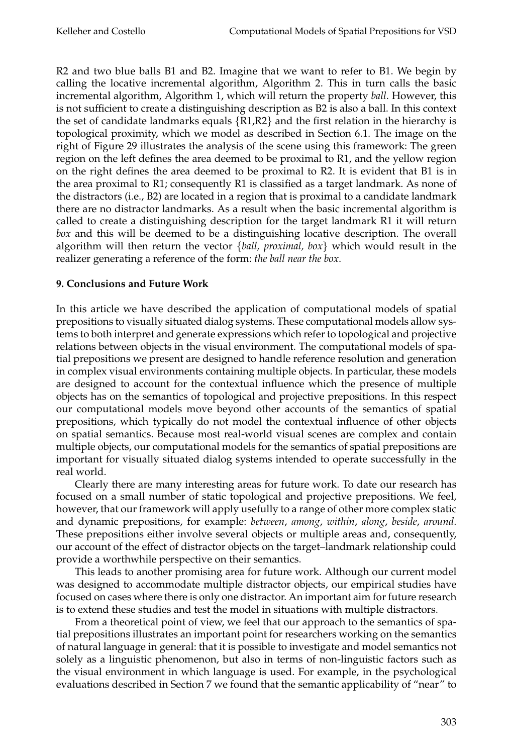R2 and two blue balls B1 and B2. Imagine that we want to refer to B1. We begin by calling the locative incremental algorithm, Algorithm 2. This in turn calls the basic incremental algorithm, Algorithm 1, which will return the property *ball*. However, this is not sufficient to create a distinguishing description as B2 is also a ball. In this context the set of candidate landmarks equals {R1,R2} and the first relation in the hierarchy is topological proximity, which we model as described in Section 6.1. The image on the right of Figure 29 illustrates the analysis of the scene using this framework: The green region on the left defines the area deemed to be proximal to R1, and the yellow region on the right defines the area deemed to be proximal to R2. It is evident that B1 is in the area proximal to R1; consequently R1 is classified as a target landmark. As none of the distractors (i.e., B2) are located in a region that is proximal to a candidate landmark there are no distractor landmarks. As a result when the basic incremental algorithm is called to create a distinguishing description for the target landmark R1 it will return *box* and this will be deemed to be a distinguishing locative description. The overall algorithm will then return the vector {*ball, proximal, box*} which would result in the realizer generating a reference of the form: *the ball near the box*.

## 9. Conclusions and Future Work

In this article we have described the application of computational models of spatial prepositions to visually situated dialog systems. These computational models allow systems to both interpret and generate expressions which refer to topological and projective relations between objects in the visual environment. The computational models of spatial prepositions we present are designed to handle reference resolution and generation in complex visual environments containing multiple objects. In particular, these models are designed to account for the contextual influence which the presence of multiple objects has on the semantics of topological and projective prepositions. In this respect our computational models move beyond other accounts of the semantics of spatial prepositions, which typically do not model the contextual influence of other objects on spatial semantics. Because most real-world visual scenes are complex and contain multiple objects, our computational models for the semantics of spatial prepositions are important for visually situated dialog systems intended to operate successfully in the real world.

Clearly there are many interesting areas for future work. To date our research has focused on a small number of static topological and projective prepositions. We feel, however, that our framework will apply usefully to a range of other more complex static and dynamic prepositions, for example: *between*, *among*, *within*, *along*, *beside*, *around*. These prepositions either involve several objects or multiple areas and, consequently, our account of the effect of distractor objects on the target–landmark relationship could provide a worthwhile perspective on their semantics.

This leads to another promising area for future work. Although our current model was designed to accommodate multiple distractor objects, our empirical studies have focused on cases where there is only one distractor. An important aim for future research is to extend these studies and test the model in situations with multiple distractors.

From a theoretical point of view, we feel that our approach to the semantics of spatial prepositions illustrates an important point for researchers working on the semantics of natural language in general: that it is possible to investigate and model semantics not solely as a linguistic phenomenon, but also in terms of non-linguistic factors such as the visual environment in which language is used. For example, in the psychological evaluations described in Section 7 we found that the semantic applicability of "near" to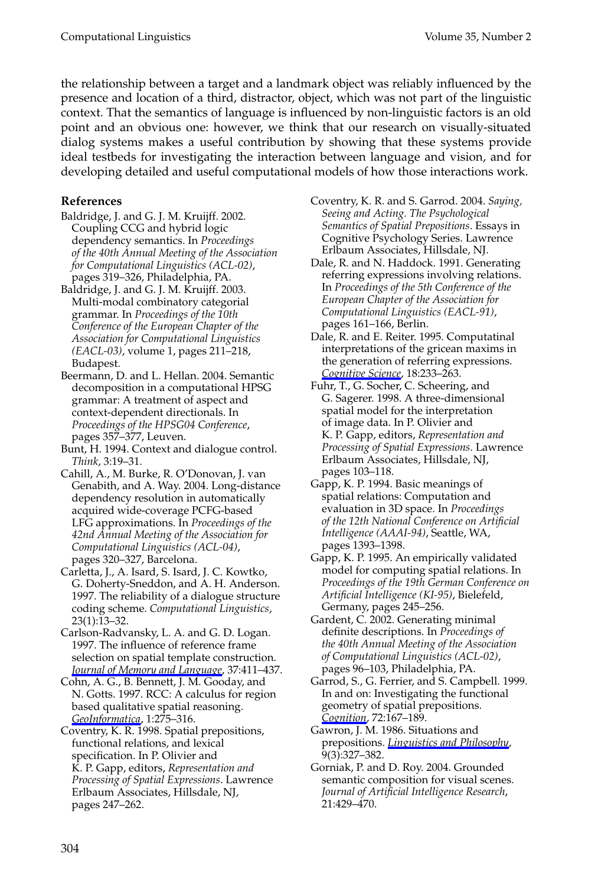the relationship between a target and a landmark object was reliably influenced by the presence and location of a third, distractor, object, which was not part of the linguistic context. That the semantics of language is influenced by non-linguistic factors is an old point and an obvious one: however, we think that our research on visually-situated dialog systems makes a useful contribution by showing that these systems provide ideal testbeds for investigating the interaction between language and vision, and for developing detailed and useful computational models of how those interactions work.

## References

Baldridge, J. and G. J. M. Kruijff. 2002. Coupling CCG and hybrid logic dependency semantics. In *Proceedings of the 40th Annual Meeting of the Association for Computational Linguistics (ACL-02)*, pages 319–326, Philadelphia, PA.

Baldridge, J. and G. J. M. Kruijff. 2003. Multi-modal combinatory categorial grammar. In *Proceedings of the 10th Conference of the European Chapter of the Association for Computational Linguistics (EACL-03)*, volume 1, pages 211–218, Budapest.

Beermann, D. and L. Hellan. 2004. Semantic decomposition in a computational HPSG grammar: A treatment of aspect and context-dependent directionals. In *Proceedings of the HPSG04 Conference*, pages 357–377, Leuven.

Bunt, H. 1994. Context and dialogue control. *Think*, 3:19–31.

Cahill, A., M. Burke, R. O'Donovan, J. van Genabith, and A. Way. 2004. Long-distance dependency resolution in automatically acquired wide-coverage PCFG-based LFG approximations. In *Proceedings of the 42nd Annual Meeting of the Association for Computational Linguistics (ACL-04)*, pages 320–327, Barcelona.

Carletta, J., A. Isard, S. Isard, J. C. Kowtko, G. Doherty-Sneddon, and A. H. Anderson. 1997. The reliability of a dialogue structure coding scheme. *Computational Linguistics*, 23(1):13–32.

Carlson-Radvansky, L. A. and G. D. Logan. 1997. The influence of reference frame selection on spatial template construction. *Journal of Memory and Language*, 37:411–437.

Cohn, A. G., B. Bennett, J. M. Gooday, and N. Gotts. 1997. RCC: A calculus for region based qualitative spatial reasoning. *GeoInformatica*, 1:275–316.

Coventry, K. R. 1998. Spatial prepositions, functional relations, and lexical specification. In P. Olivier and K. P. Gapp, editors, *Representation and Processing of Spatial Expressions*. Lawrence Erlbaum Associates, Hillsdale, NJ, pages 247–262.

Coventry, K. R. and S. Garrod. 2004. *Saying, Seeing and Acting. The Psychological Semantics of Spatial Prepositions*. Essays in Cognitive Psychology Series. Lawrence Erlbaum Associates, Hillsdale, NJ.

Dale, R. and N. Haddock. 1991. Generating referring expressions involving relations. In *Proceedings of the 5th Conference of the European Chapter of the Association for Computational Linguistics (EACL-91)*, pages 161–166, Berlin.

Dale, R. and E. Reiter. 1995. Computatinal interpretations of the gricean maxims in the generation of referring expressions. *Cognitive Science*, 18:233–263.

Fuhr, T., G. Socher, C. Scheering, and G. Sagerer. 1998. A three-dimensional spatial model for the interpretation of image data. In P. Olivier and K. P. Gapp, editors, *Representation and Processing of Spatial Expressions*. Lawrence Erlbaum Associates, Hillsdale, NJ, pages 103–118.

Gapp, K. P. 1994. Basic meanings of spatial relations: Computation and evaluation in 3D space. In *Proceedings of the 12th National Conference on Artificial Intelligence (AAAI-94)*, Seattle, WA, pages 1393–1398.

Gapp, K. P. 1995. An empirically validated model for computing spatial relations. In *Proceedings of the 19th German Conference on Artificial Intelligence (KI-95)*, Bielefeld, Germany, pages 245–256.

Gardent, C. 2002. Generating minimal definite descriptions. In *Proceedings of the 40th Annual Meeting of the Association of Computational Linguistics (ACL-02)*, pages 96–103, Philadelphia, PA.

Garrod, S., G. Ferrier, and S. Campbell. 1999. In and on: Investigating the functional geometry of spatial prepositions. *Cognition*, 72:167–189.

Gawron, J. M. 1986. Situations and prepositions. *Linguistics and Philosophy*, 9(3):327–382.

Gorniak, P. and D. Roy. 2004. Grounded semantic composition for visual scenes. *Journal of Artificial Intelligence Research*, 21:429–470.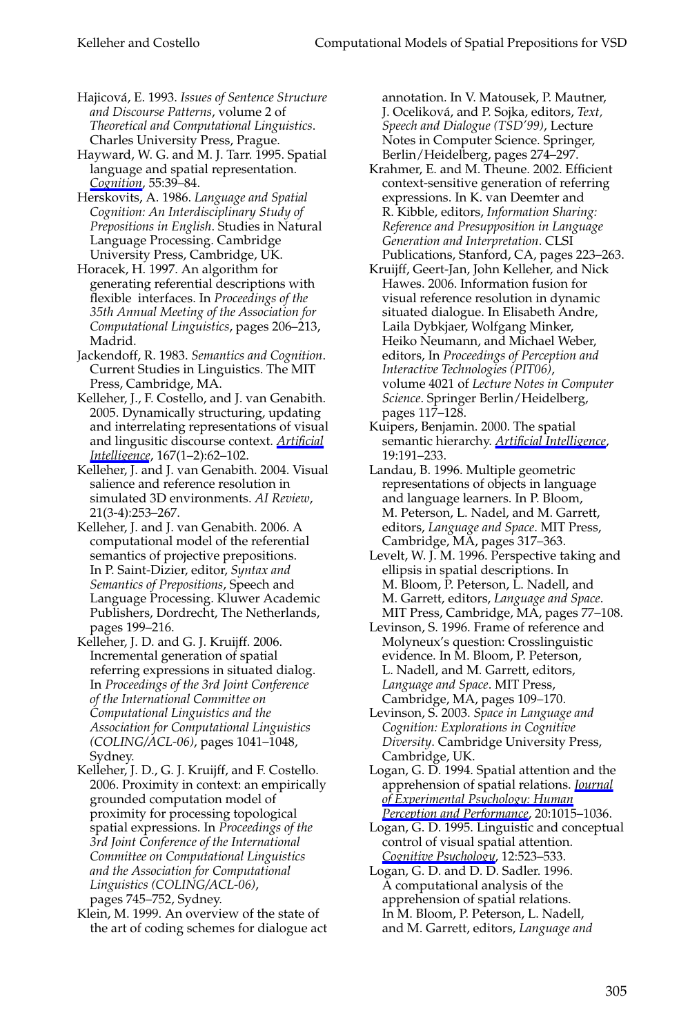Hajicová, E. 1993. *Issues of Sentence Structure and Discourse Patterns*, volume 2 of *Theoretical and Computational Linguistics*. Charles University Press, Prague.

Hayward, W. G. and M. J. Tarr. 1995. Spatial language and spatial representation. *Cognition*, 55:39–84.

Herskovits, A. 1986. *Language and Spatial Cognition: An Interdisciplinary Study of Prepositions in English*. Studies in Natural Language Processing. Cambridge University Press, Cambridge, UK.

Horacek, H. 1997. An algorithm for generating referential descriptions with flexible interfaces. In *Proceedings of the 35th Annual Meeting of the Association for Computational Linguistics*, pages 206–213, Madrid.

Jackendoff, R. 1983. *Semantics and Cognition*. Current Studies in Linguistics. The MIT Press, Cambridge, MA.

Kelleher, J., F. Costello, and J. van Genabith. 2005. Dynamically structuring, updating and interrelating representations of visual and lingusitic discourse context. *Artificial Intelligence*, 167(1–2):62–102.

Kelleher, J. and J. van Genabith. 2004. Visual salience and reference resolution in simulated 3D environments. *AI Review*, 21(3-4):253–267.

Kelleher, J. and J. van Genabith. 2006. A computational model of the referential semantics of projective prepositions. In P. Saint-Dizier, editor, *Syntax and Semantics of Prepositions*, Speech and Language Processing. Kluwer Academic Publishers, Dordrecht, The Netherlands, pages 199–216.

Kelleher, J. D. and G. J. Kruijff. 2006. Incremental generation of spatial referring expressions in situated dialog. In *Proceedings of the 3rd Joint Conference of the International Committee on Computational Linguistics and the Association for Computational Linguistics (COLING/ACL-06)*, pages 1041–1048, Sydney.

Kelleher, J. D., G. J. Kruijff, and F. Costello. 2006. Proximity in context: an empirically grounded computation model of proximity for processing topological spatial expressions. In *Proceedings of the 3rd Joint Conference of the International Committee on Computational Linguistics and the Association for Computational Linguistics (COLING/ACL-06)*, pages 745–752, Sydney.

Klein, M. 1999. An overview of the state of the art of coding schemes for dialogue act annotation. In V. Matousek, P. Mautner, J. Ocelikova, and P. Sojka, editors, *Text, Speech and Dialogue (TSD'99)*, Lecture Notes in Computer Science. Springer, Berlin/Heidelberg, pages 274–297.

Krahmer, E. and M. Theune. 2002. Efficient context-sensitive generation of referring expressions. In K. van Deemter and R. Kibble, editors, *Information Sharing: Reference and Presupposition in Language Generation and Interpretation*. CLSI Publications, Stanford, CA, pages 223–263.

Kruijff, Geert-Jan, John Kelleher, and Nick Hawes. 2006. Information fusion for visual reference resolution in dynamic situated dialogue. In Elisabeth Andre, Laila Dybkjaer, Wolfgang Minker, Heiko Neumann, and Michael Weber, editors, In *Proceedings of Perception and Interactive Technologies (PIT06)*, volume 4021 of *Lecture Notes in Computer Science*. Springer Berlin/Heidelberg, pages 117–128.

Kuipers, Benjamin. 2000. The spatial semantic hierarchy. *Artificial Intelligence*, 19:191–233.

Landau, B. 1996. Multiple geometric representations of objects in language and language learners. In P. Bloom, M. Peterson, L. Nadel, and M. Garrett, editors, *Language and Space*. MIT Press, Cambridge, MA, pages 317–363.

Levelt, W. J. M. 1996. Perspective taking and ellipsis in spatial descriptions. In M. Bloom, P. Peterson, L. Nadell, and M. Garrett, editors, *Language and Space*. MIT Press, Cambridge, MA, pages 77–108.

Levinson, S. 1996. Frame of reference and Molyneux's question: Crosslinguistic evidence. In M. Bloom, P. Peterson, L. Nadell, and M. Garrett, editors, *Language and Space*. MIT Press, Cambridge, MA, pages 109–170.

Levinson, S. 2003. *Space in Language and Cognition: Explorations in Cognitive Diversity*. Cambridge University Press, Cambridge, UK.

Logan, G. D. 1994. Spatial attention and the apprehension of spatial relations. *Journal of Experimental Psychology: Human Perception and Performance*, 20:1015–1036.

Logan, G. D. 1995. Linguistic and conceptual control of visual spatial attention. *Cognitive Psychology*, 12:523–533.

Logan, G. D. and D. D. Sadler. 1996. A computational analysis of the apprehension of spatial relations. In M. Bloom, P. Peterson, L. Nadell, and M. Garrett, editors, *Language and*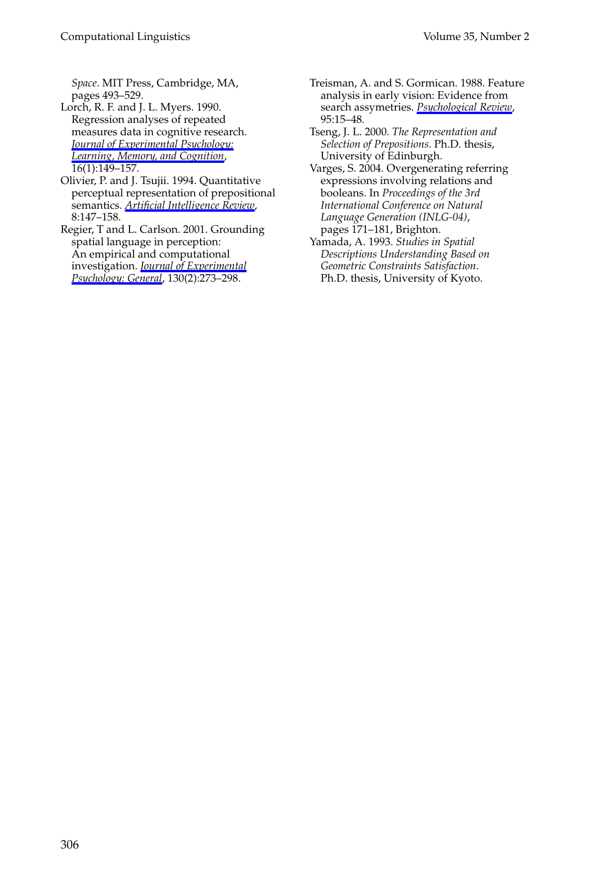*Space*. MIT Press, Cambridge, MA, pages 493–529.

Lorch, R. F. and J. L. Myers. 1990. Regression analyses of repeated measures data in cognitive research. *Journal of Experimental Psychology: Learning, Memory, and Cognition*, 16(1):149–157.

Olivier, P. and J. Tsujii. 1994. Quantitative perceptual representation of prepositional semantics. *Artificial Intelligence Review*, 8:147–158.

Regier, T and L. Carlson. 2001. Grounding spatial language in perception: An empirical and computational investigation. *Journal of Experimental Psychology: General*, 130(2):273–298.

Treisman, A. and S. Gormican. 1988. Feature analysis in early vision: Evidence from search assymetries. *Psychological Review*, 95:15–48.

Tseng, J. L. 2000. *The Representation and Selection of Prepositions*. Ph.D. thesis, University of Edinburgh.

Varges, S. 2004. Overgenerating referring expressions involving relations and booleans. In *Proceedings of the 3rd International Conference on Natural Language Generation (INLG-04)*, pages 171–181, Brighton.

Yamada, A. 1993. *Studies in Spatial Descriptions Understanding Based on Geometric Constraints Satisfaction*. Ph.D. thesis, University of Kyoto.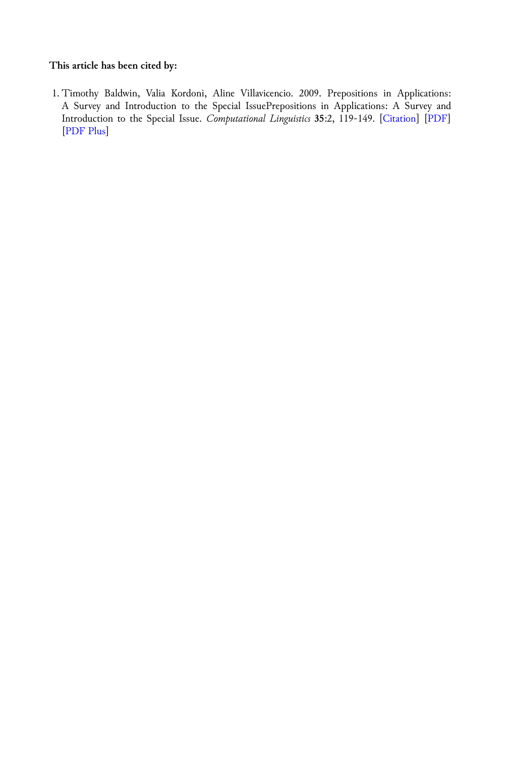**This article has been cited by:**

1. Timothy Baldwin, Valia Kordoni, Aline Villavicencio. 2009. Prepositions in Applications: A Survey and Introduction to the Special IssuePrepositions in Applications: A Survey and Introduction to the Special Issue. *Computational Linguistics* **35**:2, 119-149. [Citation] [PDF] [PDF Plus]